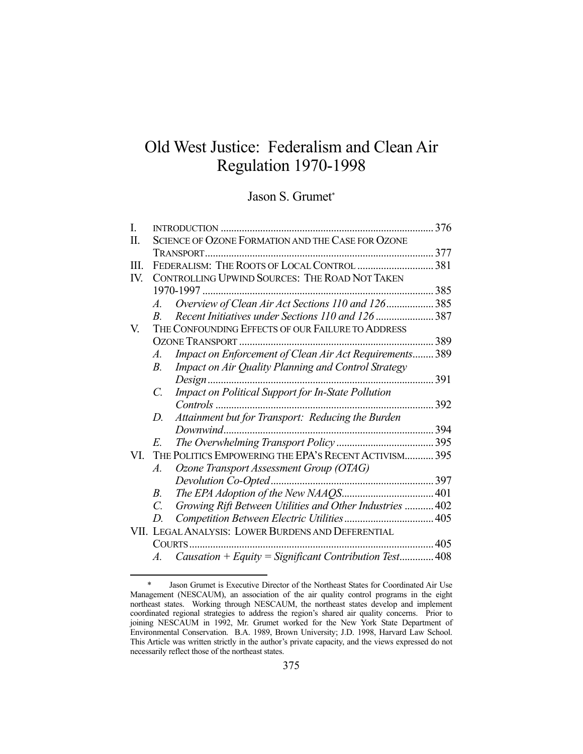# Old West Justice: Federalism and Clean Air Regulation 1970-1998

Jason S. Grumet*

| | | |
|---|---|---|
| I. | INTRODUCTION | 376 |
| II. | SCIENCE OF OZONE FORMATION AND THE CASE FOR OZONE TRANSPORT | 377 |
| III. | FEDERALISM: THE ROOTS OF LOCAL CONTROL | 381 |
| IV. | CONTROLLING UPWIND SOURCES: THE ROAD NOT TAKEN 1970-1997 | 385 |
| | *A. Overview of Clean Air Act Sections 110 and 126* | 385 |
| | *B. Recent Initiatives under Sections 110 and 126* | 387 |
| V. | THE CONFOUNDING EFFECTS OF OUR FAILURE TO ADDRESS OZONE TRANSPORT | 389 |
| | *A. Impact on Enforcement of Clean Air Act Requirements* | 389 |
| | *B. Impact on Air Quality Planning and Control Strategy Design* | 391 |
| | *C. Impact on Political Support for In-State Pollution Controls* | 392 |
| | *D. Attainment but for Transport: Reducing the Burden Downwind* | 394 |
| | *E. The Overwhelming Transport Policy* | 395 |
| VI. | THE POLITICS EMPOWERING THE EPA'S RECENT ACTIVISM | 395 |
| | *A. Ozone Transport Assessment Group (OTAG) Devolution Co-Opted* | 397 |
| | *B. The EPA Adoption of the New NAAQS* | 401 |
| | *C. Growing Rift Between Utilities and Other Industries* | 402 |
| | *D. Competition Between Electric Utilities* | 405 |
| VII. | LEGAL ANALYSIS: LOWER BURDENS AND DEFERENTIAL COURTS | 405 |
| | *A. Causation + Equity = Significant Contribution Test* | 408 |

\* Jason Grumet is Executive Director of the Northeast States for Coordinated Air Use Management (NESCAUM), an association of the air quality control programs in the eight northeast states. Working through NESCAUM, the northeast states develop and implement coordinated regional strategies to address the region's shared air quality concerns. Prior to joining NESCAUM in 1992, Mr. Grumet worked for the New York State Department of Environmental Conservation. B.A. 1989, Brown University; J.D. 1998, Harvard Law School. This Article was written strictly in the author's private capacity, and the views expressed do not necessarily reflect those of the northeast states.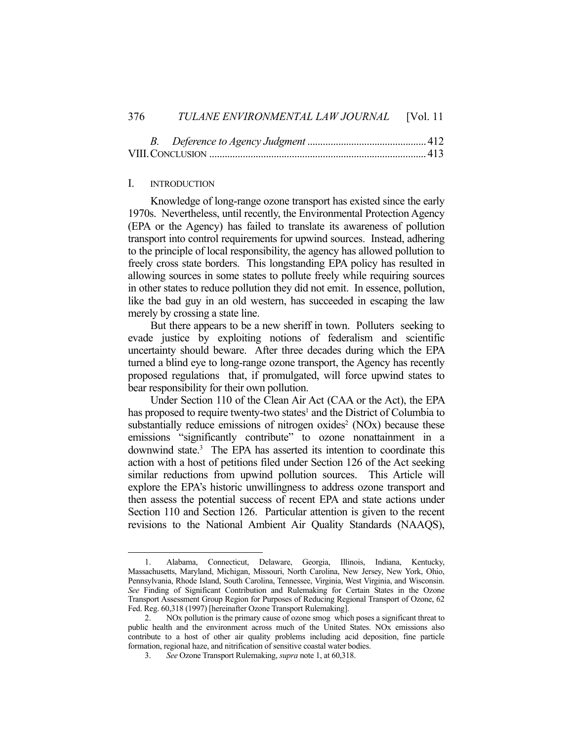*B. Deference to Agency Judgment* .............................................412

VIII. CONCLUSION ...................................................................................413

## I. INTRODUCTION

Knowledge of long-range ozone transport has existed since the early 1970s. Nevertheless, until recently, the Environmental Protection Agency (EPA or the Agency) has failed to translate its awareness of pollution transport into control requirements for upwind sources. Instead, adhering to the principle of local responsibility, the agency has allowed pollution to freely cross state borders. This longstanding EPA policy has resulted in allowing sources in some states to pollute freely while requiring sources in other states to reduce pollution they did not emit. In essence, pollution, like the bad guy in an old western, has succeeded in escaping the law merely by crossing a state line.

But there appears to be a new sheriff in town. Polluters seeking to evade justice by exploiting notions of federalism and scientific uncertainty should beware. After three decades during which the EPA turned a blind eye to long-range ozone transport, the Agency has recently proposed regulations that, if promulgated, will force upwind states to bear responsibility for their own pollution.

Under Section 110 of the Clean Air Act (CAA or the Act), the EPA has proposed to require twenty-two states[1] and the District of Columbia to substantially reduce emissions of nitrogen oxides[2] (NOx) because these emissions "significantly contribute" to ozone nonattainment in a downwind state.[3] The EPA has asserted its intention to coordinate this action with a host of petitions filed under Section 126 of the Act seeking similar reductions from upwind pollution sources. This Article will explore the EPA's historic unwillingness to address ozone transport and then assess the potential success of recent EPA and state actions under Section 110 and Section 126. Particular attention is given to the recent revisions to the National Ambient Air Quality Standards (NAAQS),

---

1. Alabama, Connecticut, Delaware, Georgia, Illinois, Indiana, Kentucky, Massachusetts, Maryland, Michigan, Missouri, North Carolina, New Jersey, New York, Ohio, Pennsylvania, Rhode Island, South Carolina, Tennessee, Virginia, West Virginia, and Wisconsin. *See* Finding of Significant Contribution and Rulemaking for Certain States in the Ozone Transport Assessment Group Region for Purposes of Reducing Regional Transport of Ozone, 62 Fed. Reg. 60,318 (1997) [hereinafter Ozone Transport Rulemaking].

2. NOx pollution is the primary cause of ozone smog which poses a significant threat to public health and the environment across much of the United States. NOx emissions also contribute to a host of other air quality problems including acid deposition, fine particle formation, regional haze, and nitrification of sensitive coastal water bodies.

3. *See* Ozone Transport Rulemaking, *supra* note 1, at 60,318.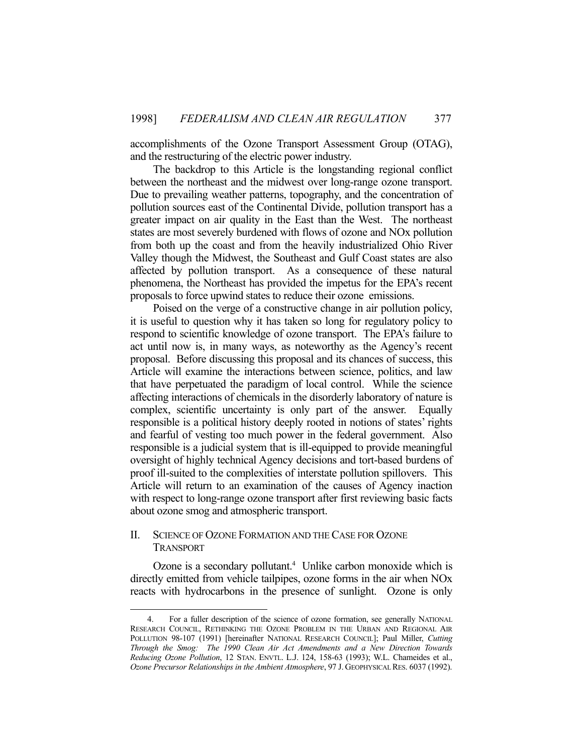accomplishments of the Ozone Transport Assessment Group (OTAG), and the restructuring of the electric power industry.

The backdrop to this Article is the longstanding regional conflict between the northeast and the midwest over long-range ozone transport. Due to prevailing weather patterns, topography, and the concentration of pollution sources east of the Continental Divide, pollution transport has a greater impact on air quality in the East than the West. The northeast states are most severely burdened with flows of ozone and NOx pollution from both up the coast and from the heavily industrialized Ohio River Valley though the Midwest, the Southeast and Gulf Coast states are also affected by pollution transport. As a consequence of these natural phenomena, the Northeast has provided the impetus for the EPA's recent proposals to force upwind states to reduce their ozone emissions.

Poised on the verge of a constructive change in air pollution policy, it is useful to question why it has taken so long for regulatory policy to respond to scientific knowledge of ozone transport. The EPA's failure to act until now is, in many ways, as noteworthy as the Agency's recent proposal. Before discussing this proposal and its chances of success, this Article will examine the interactions between science, politics, and law that have perpetuated the paradigm of local control. While the science affecting interactions of chemicals in the disorderly laboratory of nature is complex, scientific uncertainty is only part of the answer. Equally responsible is a political history deeply rooted in notions of states' rights and fearful of vesting too much power in the federal government. Also responsible is a judicial system that is ill-equipped to provide meaningful oversight of highly technical Agency decisions and tort-based burdens of proof ill-suited to the complexities of interstate pollution spillovers. This Article will return to an examination of the causes of Agency inaction with respect to long-range ozone transport after first reviewing basic facts about ozone smog and atmospheric transport.

## II. SCIENCE OF OZONE FORMATION AND THE CASE FOR OZONE TRANSPORT

Ozone is a secondary pollutant.[4] Unlike carbon monoxide which is directly emitted from vehicle tailpipes, ozone forms in the air when NOx reacts with hydrocarbons in the presence of sunlight. Ozone is only

---

4. For a fuller description of the science of ozone formation, see generally NATIONAL RESEARCH COUNCIL, RETHINKING THE OZONE PROBLEM IN THE URBAN AND REGIONAL AIR POLLUTION 98-107 (1991) [hereinafter NATIONAL RESEARCH COUNCIL]; Paul Miller, *Cutting Through the Smog: The 1990 Clean Air Act Amendments and a New Direction Towards Reducing Ozone Pollution*, 12 STAN. ENVTL. L.J. 124, 158-63 (1993); W.L. Chameides et al., *Ozone Precursor Relationships in the Ambient Atmosphere*, 97 J. GEOPHYSICAL RES. 6037 (1992).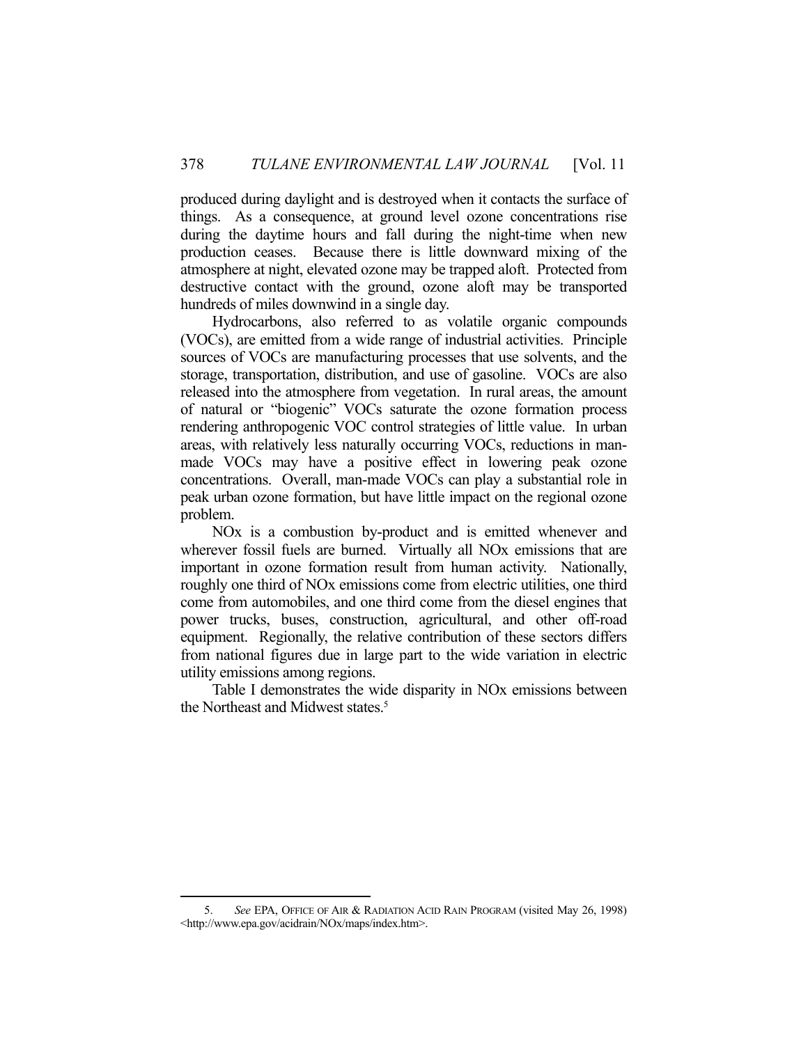produced during daylight and is destroyed when it contacts the surface of things. As a consequence, at ground level ozone concentrations rise during the daytime hours and fall during the night-time when new production ceases. Because there is little downward mixing of the atmosphere at night, elevated ozone may be trapped aloft. Protected from destructive contact with the ground, ozone aloft may be transported hundreds of miles downwind in a single day.

Hydrocarbons, also referred to as volatile organic compounds (VOCs), are emitted from a wide range of industrial activities. Principle sources of VOCs are manufacturing processes that use solvents, and the storage, transportation, distribution, and use of gasoline. VOCs are also released into the atmosphere from vegetation. In rural areas, the amount of natural or "biogenic" VOCs saturate the ozone formation process rendering anthropogenic VOC control strategies of little value. In urban areas, with relatively less naturally occurring VOCs, reductions in man-made VOCs may have a positive effect in lowering peak ozone concentrations. Overall, man-made VOCs can play a substantial role in peak urban ozone formation, but have little impact on the regional ozone problem.

NOx is a combustion by-product and is emitted whenever and wherever fossil fuels are burned. Virtually all NOx emissions that are important in ozone formation result from human activity. Nationally, roughly one third of NOx emissions come from electric utilities, one third come from automobiles, and one third come from the diesel engines that power trucks, buses, construction, agricultural, and other off-road equipment. Regionally, the relative contribution of these sectors differs from national figures due in large part to the wide variation in electric utility emissions among regions.

Table I demonstrates the wide disparity in NOx emissions between the Northeast and Midwest states.[5]

---

5. *See* EPA, OFFICE OF AIR & RADIATION ACID RAIN PROGRAM (visited May 26, 1998) <http://www.epa.gov/acidrain/NOx/maps/index.htm>.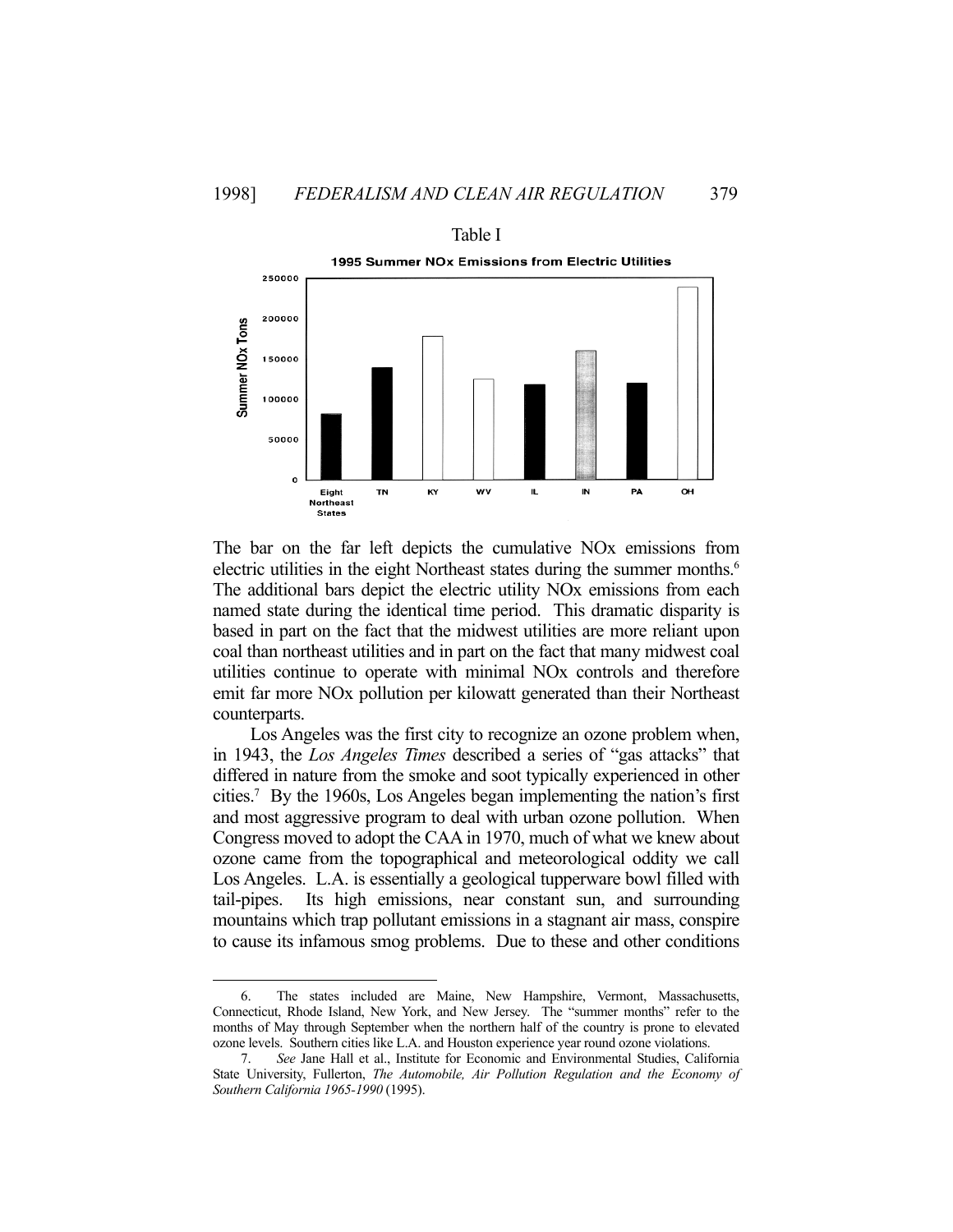Table I

**1995 Summer NOx Emissions from Electric Utilities**

The bar on the far left depicts the cumulative NOx emissions from electric utilities in the eight Northeast states during the summer months.[6] The additional bars depict the electric utility NOx emissions from each named state during the identical time period. This dramatic disparity is based in part on the fact that the midwest utilities are more reliant upon coal than northeast utilities and in part on the fact that many midwest coal utilities continue to operate with minimal NOx controls and therefore emit far more NOx pollution per kilowatt generated than their Northeast counterparts.

Los Angeles was the first city to recognize an ozone problem when, in 1943, the *Los Angeles Times* described a series of "gas attacks" that differed in nature from the smoke and soot typically experienced in other cities.[7] By the 1960s, Los Angeles began implementing the nation's first and most aggressive program to deal with urban ozone pollution. When Congress moved to adopt the CAA in 1970, much of what we knew about ozone came from the topographical and meteorological oddity we call Los Angeles. L.A. is essentially a geological tupperware bowl filled with tail-pipes. Its high emissions, near constant sun, and surrounding mountains which trap pollutant emissions in a stagnant air mass, conspire to cause its infamous smog problems. Due to these and other conditions

---

6. The states included are Maine, New Hampshire, Vermont, Massachusetts, Connecticut, Rhode Island, New York, and New Jersey. The "summer months" refer to the months of May through September when the northern half of the country is prone to elevated ozone levels. Southern cities like L.A. and Houston experience year round ozone violations.

7. *See* Jane Hall et al., Institute for Economic and Environmental Studies, California State University, Fullerton, *The Automobile, Air Pollution Regulation and the Economy of Southern California 1965-1990* (1995).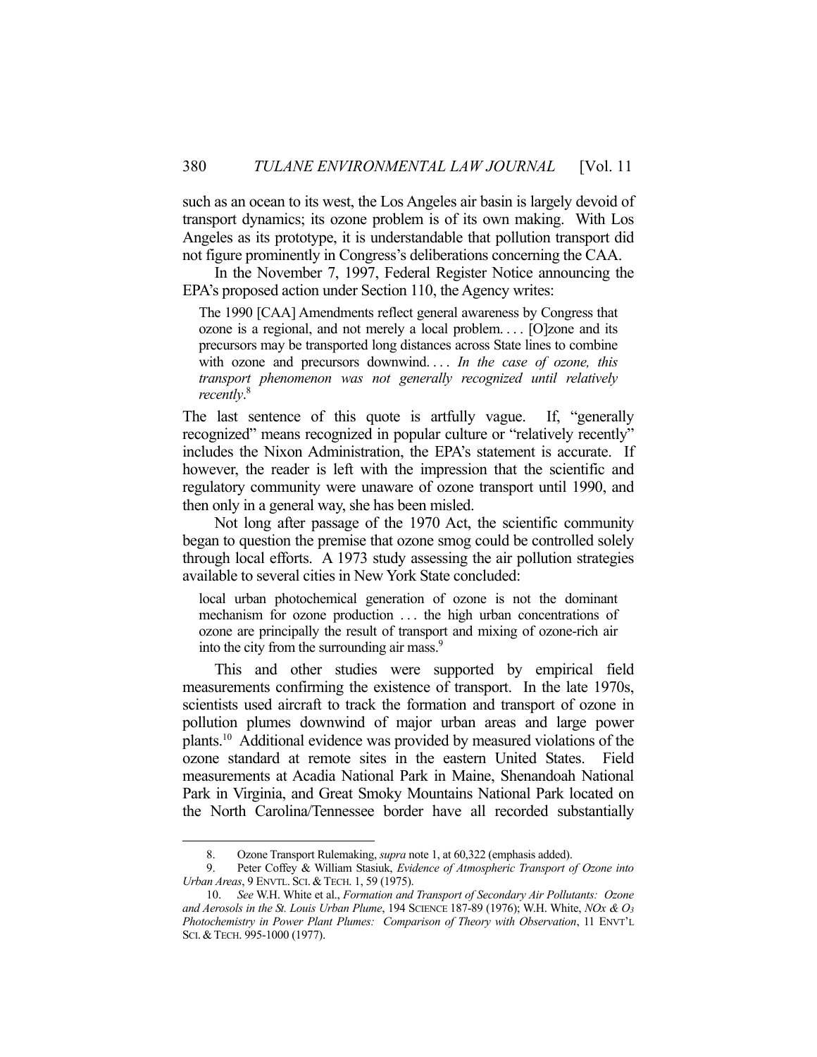such as an ocean to its west, the Los Angeles air basin is largely devoid of transport dynamics; its ozone problem is of its own making. With Los Angeles as its prototype, it is understandable that pollution transport did not figure prominently in Congress's deliberations concerning the CAA.

In the November 7, 1997, Federal Register Notice announcing the EPA's proposed action under Section 110, the Agency writes:

> The 1990 [CAA] Amendments reflect general awareness by Congress that ozone is a regional, and not merely a local problem. . . . [O]zone and its precursors may be transported long distances across State lines to combine with ozone and precursors downwind. . . . *In the case of ozone, this transport phenomenon was not generally recognized until relatively recently*.[8]

The last sentence of this quote is artfully vague. If, "generally recognized" means recognized in popular culture or "relatively recently" includes the Nixon Administration, the EPA's statement is accurate. If however, the reader is left with the impression that the scientific and regulatory community were unaware of ozone transport until 1990, and then only in a general way, she has been misled.

Not long after passage of the 1970 Act, the scientific community began to question the premise that ozone smog could be controlled solely through local efforts. A 1973 study assessing the air pollution strategies available to several cities in New York State concluded:

> local urban photochemical generation of ozone is not the dominant mechanism for ozone production . . . the high urban concentrations of ozone are principally the result of transport and mixing of ozone-rich air into the city from the surrounding air mass.[9]

This and other studies were supported by empirical field measurements confirming the existence of transport. In the late 1970s, scientists used aircraft to track the formation and transport of ozone in pollution plumes downwind of major urban areas and large power plants.[10] Additional evidence was provided by measured violations of the ozone standard at remote sites in the eastern United States. Field measurements at Acadia National Park in Maine, Shenandoah National Park in Virginia, and Great Smoky Mountains National Park located on the North Carolina/Tennessee border have all recorded substantially

---

8. Ozone Transport Rulemaking, *supra* note 1, at 60,322 (emphasis added).

9. Peter Coffey & William Stasiuk, *Evidence of Atmospheric Transport of Ozone into Urban Areas*, 9 ENVTL. SCI. & TECH. 1, 59 (1975).

10. *See* W.H. White et al., *Formation and Transport of Secondary Air Pollutants: Ozone and Aerosols in the St. Louis Urban Plume*, 194 SCIENCE 187-89 (1976); W.H. White, *$NO_x$ & $O_3$ Photochemistry in Power Plant Plumes: Comparison of Theory with Observation*, 11 ENVT'L SCI. & TECH. 995-1000 (1977).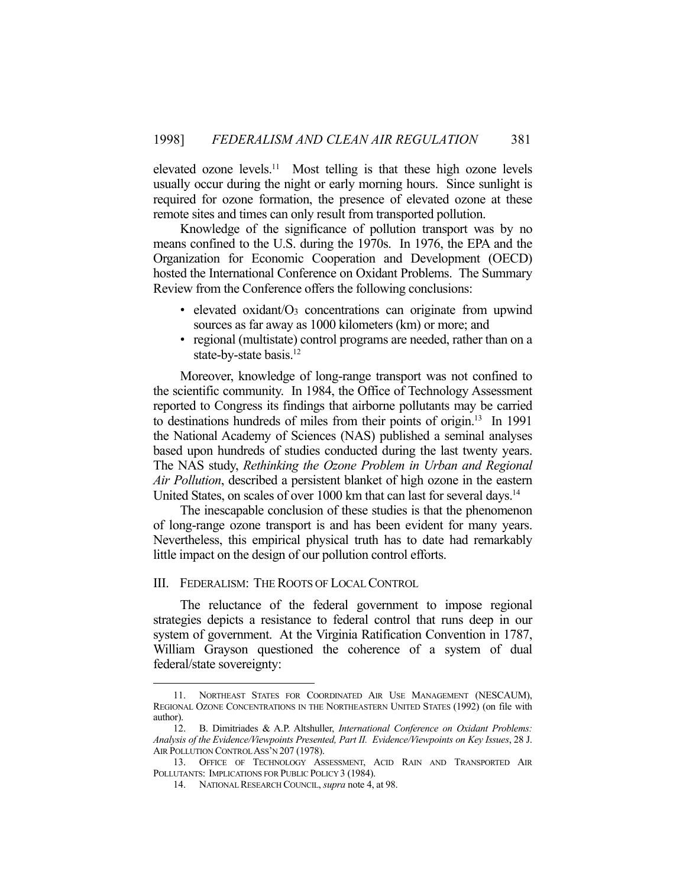elevated ozone levels.[11] Most telling is that these high ozone levels usually occur during the night or early morning hours. Since sunlight is required for ozone formation, the presence of elevated ozone at these remote sites and times can only result from transported pollution.

Knowledge of the significance of pollution transport was by no means confined to the U.S. during the 1970s. In 1976, the EPA and the Organization for Economic Cooperation and Development (OECD) hosted the International Conference on Oxidant Problems. The Summary Review from the Conference offers the following conclusions:

- elevated oxidant/$O_3$ concentrations can originate from upwind sources as far away as 1000 kilometers (km) or more; and
- regional (multistate) control programs are needed, rather than on a state-by-state basis.[12]

Moreover, knowledge of long-range transport was not confined to the scientific community. In 1984, the Office of Technology Assessment reported to Congress its findings that airborne pollutants may be carried to destinations hundreds of miles from their points of origin.[13] In 1991 the National Academy of Sciences (NAS) published a seminal analyses based upon hundreds of studies conducted during the last twenty years. The NAS study, *Rethinking the Ozone Problem in Urban and Regional Air Pollution*, described a persistent blanket of high ozone in the eastern United States, on scales of over 1000 km that can last for several days.[14]

The inescapable conclusion of these studies is that the phenomenon of long-range ozone transport is and has been evident for many years. Nevertheless, this empirical physical truth has to date had remarkably little impact on the design of our pollution control efforts.

## III. FEDERALISM: THE ROOTS OF LOCAL CONTROL

The reluctance of the federal government to impose regional strategies depicts a resistance to federal control that runs deep in our system of government. At the Virginia Ratification Convention in 1787, William Grayson questioned the coherence of a system of dual federal/state sovereignty:

---

11. NORTHEAST STATES FOR COORDINATED AIR USE MANAGEMENT (NESCAUM), REGIONAL OZONE CONCENTRATIONS IN THE NORTHEASTERN UNITED STATES (1992) (on file with author).

12. B. Dimitriades & A.P. Altshuller, *International Conference on Oxidant Problems: Analysis of the Evidence/Viewpoints Presented, Part II. Evidence/Viewpoints on Key Issues*, 28 J. AIR POLLUTION CONTROL ASS'N 207 (1978).

13. OFFICE OF TECHNOLOGY ASSESSMENT, ACID RAIN AND TRANSPORTED AIR POLLUTANTS: IMPLICATIONS FOR PUBLIC POLICY 3 (1984).

14. NATIONAL RESEARCH COUNCIL, *supra* note 4, at 98.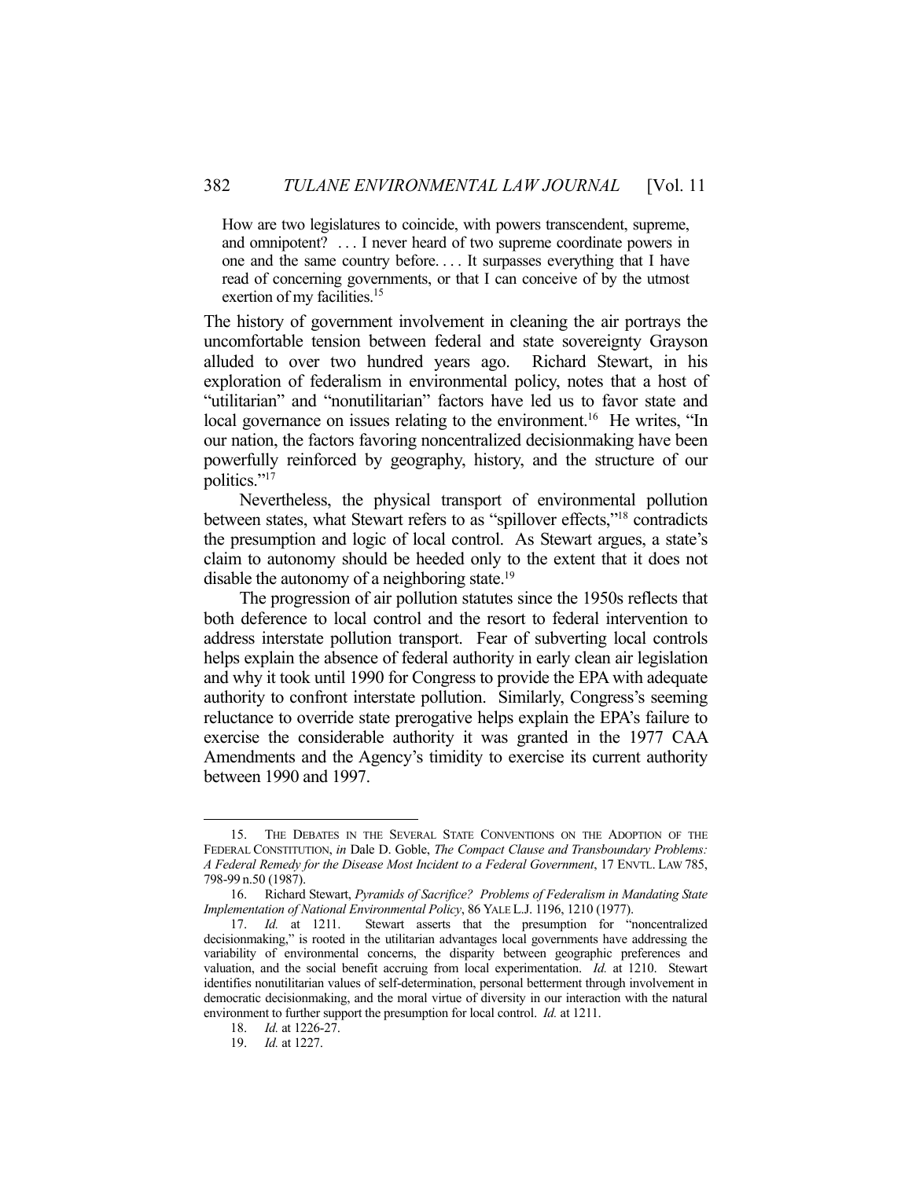> How are two legislatures to coincide, with powers transcendent, supreme, and omnipotent? . . . I never heard of two supreme coordinate powers in one and the same country before. . . . It surpasses everything that I have read of concerning governments, or that I can conceive of by the utmost exertion of my facilities.[15]

The history of government involvement in cleaning the air portrays the uncomfortable tension between federal and state sovereignty Grayson alluded to over two hundred years ago. Richard Stewart, in his exploration of federalism in environmental policy, notes that a host of "utilitarian" and "nonutilitarian" factors have led us to favor state and local governance on issues relating to the environment.[16] He writes, "In our nation, the factors favoring noncentralized decisionmaking have been powerfully reinforced by geography, history, and the structure of our politics."[17]

Nevertheless, the physical transport of environmental pollution between states, what Stewart refers to as "spillover effects,"[18] contradicts the presumption and logic of local control. As Stewart argues, a state's claim to autonomy should be heeded only to the extent that it does not disable the autonomy of a neighboring state.[19]

The progression of air pollution statutes since the 1950s reflects that both deference to local control and the resort to federal intervention to address interstate pollution transport. Fear of subverting local controls helps explain the absence of federal authority in early clean air legislation and why it took until 1990 for Congress to provide the EPA with adequate authority to confront interstate pollution. Similarly, Congress's seeming reluctance to override state prerogative helps explain the EPA's failure to exercise the considerable authority it was granted in the 1977 CAA Amendments and the Agency's timidity to exercise its current authority between 1990 and 1997.

---

15. THE DEBATES IN THE SEVERAL STATE CONVENTIONS ON THE ADOPTION OF THE FEDERAL CONSTITUTION, *in* Dale D. Goble, *The Compact Clause and Transboundary Problems: A Federal Remedy for the Disease Most Incident to a Federal Government*, 17 ENVTL. LAW 785, 798-99 n.50 (1987).

16. Richard Stewart, *Pyramids of Sacrifice? Problems of Federalism in Mandating State Implementation of National Environmental Policy*, 86 YALE L.J. 1196, 1210 (1977).

17. *Id.* at 1211. Stewart asserts that the presumption for "noncentralized decisionmaking," is rooted in the utilitarian advantages local governments have addressing the variability of environmental concerns, the disparity between geographic preferences and valuation, and the social benefit accruing from local experimentation. *Id.* at 1210. Stewart identifies nonutilitarian values of self-determination, personal betterment through involvement in democratic decisionmaking, and the moral virtue of diversity in our interaction with the natural environment to further support the presumption for local control. *Id.* at 1211.

18. *Id.* at 1226-27.

19. *Id.* at 1227.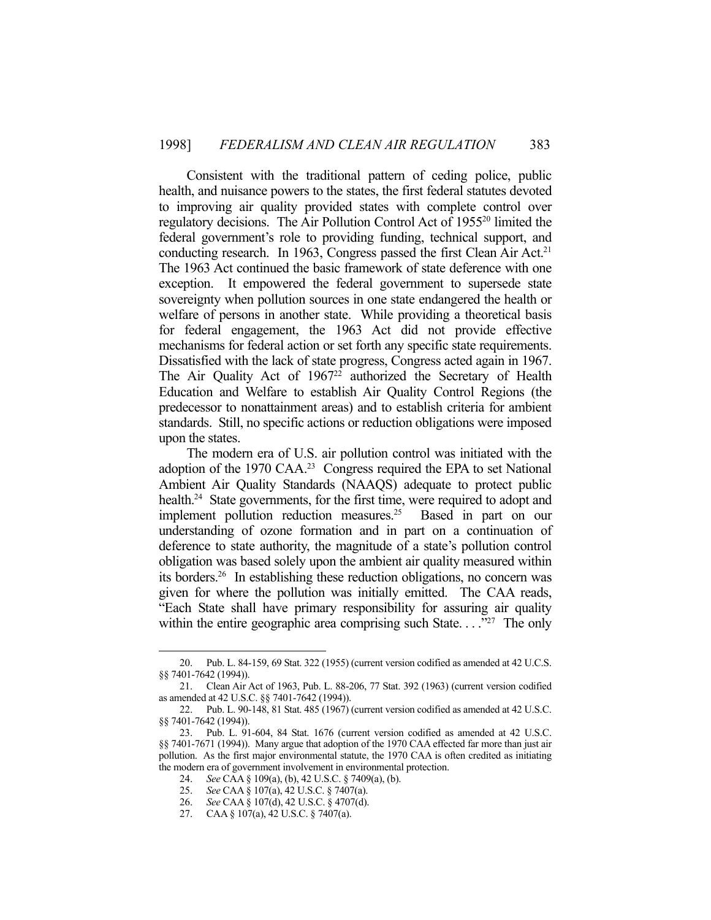Consistent with the traditional pattern of ceding police, public health, and nuisance powers to the states, the first federal statutes devoted to improving air quality provided states with complete control over regulatory decisions. The Air Pollution Control Act of 1955[20] limited the federal government's role to providing funding, technical support, and conducting research. In 1963, Congress passed the first Clean Air Act.[21] The 1963 Act continued the basic framework of state deference with one exception. It empowered the federal government to supersede state sovereignty when pollution sources in one state endangered the health or welfare of persons in another state. While providing a theoretical basis for federal engagement, the 1963 Act did not provide effective mechanisms for federal action or set forth any specific state requirements. Dissatisfied with the lack of state progress, Congress acted again in 1967. The Air Quality Act of 1967[22] authorized the Secretary of Health Education and Welfare to establish Air Quality Control Regions (the predecessor to nonattainment areas) and to establish criteria for ambient standards. Still, no specific actions or reduction obligations were imposed upon the states.

The modern era of U.S. air pollution control was initiated with the adoption of the 1970 CAA.[23] Congress required the EPA to set National Ambient Air Quality Standards (NAAQS) adequate to protect public health.[24] State governments, for the first time, were required to adopt and implement pollution reduction measures.[25] Based in part on our understanding of ozone formation and in part on a continuation of deference to state authority, the magnitude of a state's pollution control obligation was based solely upon the ambient air quality measured within its borders.[26] In establishing these reduction obligations, no concern was given for where the pollution was initially emitted. The CAA reads, "Each State shall have primary responsibility for assuring air quality within the entire geographic area comprising such State. . . ."[27] The only

---

20. Pub. L. 84-159, 69 Stat. 322 (1955) (current version codified as amended at 42 U.C.S. §§ 7401-7642 (1994)).

21. Clean Air Act of 1963, Pub. L. 88-206, 77 Stat. 392 (1963) (current version codified as amended at 42 U.S.C. §§ 7401-7642 (1994)).

22. Pub. L. 90-148, 81 Stat. 485 (1967) (current version codified as amended at 42 U.S.C. §§ 7401-7642 (1994)).

23. Pub. L. 91-604, 84 Stat. 1676 (current version codified as amended at 42 U.S.C. §§ 7401-7671 (1994)). Many argue that adoption of the 1970 CAA effected far more than just air pollution. As the first major environmental statute, the 1970 CAA is often credited as initiating the modern era of government involvement in environmental protection.

24. *See* CAA § 109(a), (b), 42 U.S.C. § 7409(a), (b).

25. *See* CAA § 107(a), 42 U.S.C. § 7407(a).

26. *See* CAA § 107(d), 42 U.S.C. § 4707(d).

27. CAA § 107(a), 42 U.S.C. § 7407(a).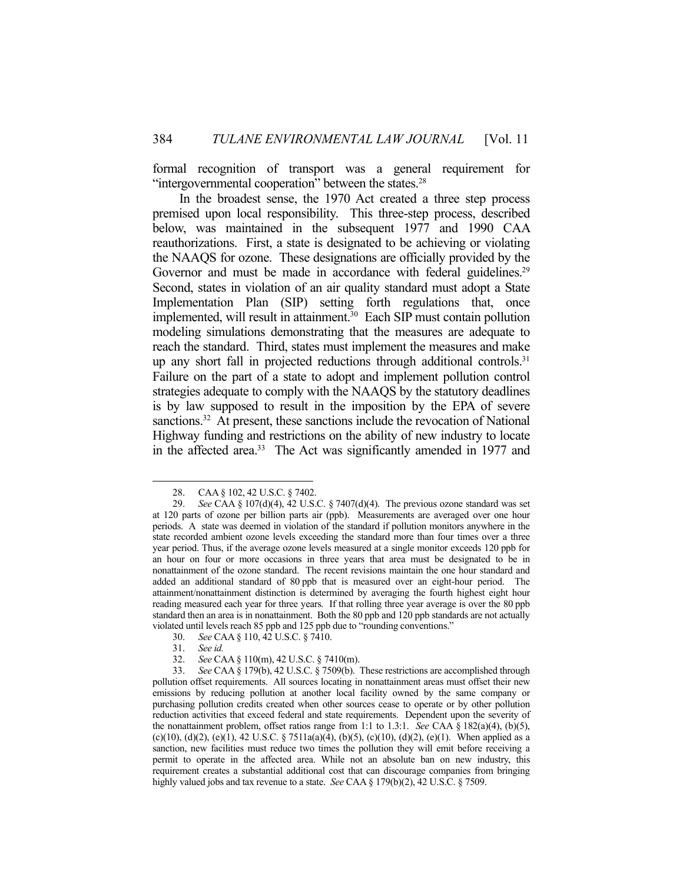formal recognition of transport was a general requirement for "intergovernmental cooperation" between the states.[28]

In the broadest sense, the 1970 Act created a three step process premised upon local responsibility. This three-step process, described below, was maintained in the subsequent 1977 and 1990 CAA reauthorizations. First, a state is designated to be achieving or violating the NAAQS for ozone. These designations are officially provided by the Governor and must be made in accordance with federal guidelines.[29] Second, states in violation of an air quality standard must adopt a State Implementation Plan (SIP) setting forth regulations that, once implemented, will result in attainment.[30] Each SIP must contain pollution modeling simulations demonstrating that the measures are adequate to reach the standard. Third, states must implement the measures and make up any short fall in projected reductions through additional controls.[31] Failure on the part of a state to adopt and implement pollution control strategies adequate to comply with the NAAQS by the statutory deadlines is by law supposed to result in the imposition by the EPA of severe sanctions.[32] At present, these sanctions include the revocation of National Highway funding and restrictions on the ability of new industry to locate in the affected area.[33] The Act was significantly amended in 1977 and

---

28. CAA § 102, 42 U.S.C. § 7402.

29. *See* CAA § 107(d)(4), 42 U.S.C. § 7407(d)(4). The previous ozone standard was set at 120 parts of ozone per billion parts air (ppb). Measurements are averaged over one hour periods. A state was deemed in violation of the standard if pollution monitors anywhere in the state recorded ambient ozone levels exceeding the standard more than four times over a three year period. Thus, if the average ozone levels measured at a single monitor exceeds 120 ppb for an hour on four or more occasions in three years that area must be designated to be in nonattainment of the ozone standard. The recent revisions maintain the one hour standard and added an additional standard of 80 ppb that is measured over an eight-hour period. The attainment/nonattainment distinction is determined by averaging the fourth highest eight hour reading measured each year for three years. If that rolling three year average is over the 80 ppb standard then an area is in nonattainment. Both the 80 ppb and 120 ppb standards are not actually violated until levels reach 85 ppb and 125 ppb due to "rounding conventions."

30. *See* CAA § 110, 42 U.S.C. § 7410.

31. *See id.*

32. *See* CAA § 110(m), 42 U.S.C. § 7410(m).

33. *See* CAA § 179(b), 42 U.S.C. § 7509(b). These restrictions are accomplished through pollution offset requirements. All sources locating in nonattainment areas must offset their new emissions by reducing pollution at another local facility owned by the same company or purchasing pollution credits created when other sources cease to operate or by other pollution reduction activities that exceed federal and state requirements. Dependent upon the severity of the nonattainment problem, offset ratios range from 1:1 to 1.3:1. *See* CAA § 182(a)(4), (b)(5), (c)(10), (d)(2), (e)(1), 42 U.S.C. § 7511a(a)(4), (b)(5), (c)(10), (d)(2), (e)(1). When applied as a sanction, new facilities must reduce two times the pollution they will emit before receiving a permit to operate in the affected area. While not an absolute ban on new industry, this requirement creates a substantial additional cost that can discourage companies from bringing highly valued jobs and tax revenue to a state. *See* CAA § 179(b)(2), 42 U.S.C. § 7509.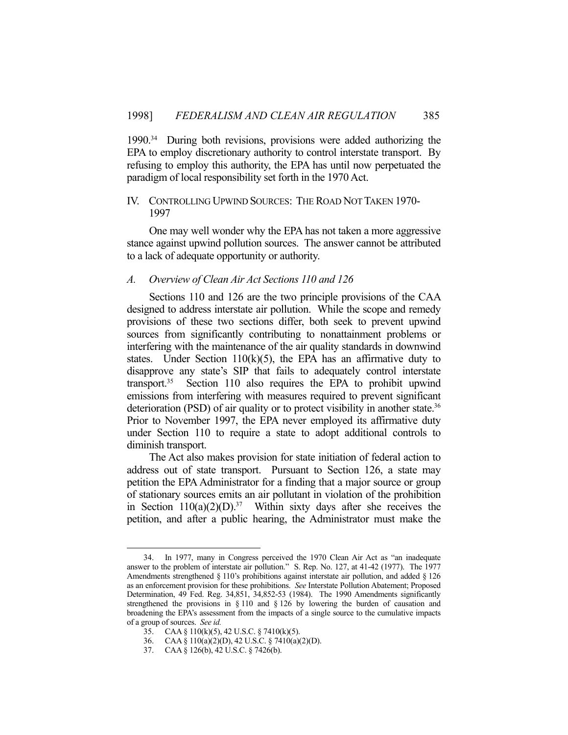1990.[34] During both revisions, provisions were added authorizing the EPA to employ discretionary authority to control interstate transport. By refusing to employ this authority, the EPA has until now perpetuated the paradigm of local responsibility set forth in the 1970 Act.

## IV. CONTROLLING UPWIND SOURCES: THE ROAD NOT TAKEN 1970-1997

One may well wonder why the EPA has not taken a more aggressive stance against upwind pollution sources. The answer cannot be attributed to a lack of adequate opportunity or authority.

### *A. Overview of Clean Air Act Sections 110 and 126*

Sections 110 and 126 are the two principle provisions of the CAA designed to address interstate air pollution. While the scope and remedy provisions of these two sections differ, both seek to prevent upwind sources from significantly contributing to nonattainment problems or interfering with the maintenance of the air quality standards in downwind states. Under Section 110(k)(5), the EPA has an affirmative duty to disapprove any state's SIP that fails to adequately control interstate transport.[35] Section 110 also requires the EPA to prohibit upwind emissions from interfering with measures required to prevent significant deterioration (PSD) of air quality or to protect visibility in another state.[36] Prior to November 1997, the EPA never employed its affirmative duty under Section 110 to require a state to adopt additional controls to diminish transport.

The Act also makes provision for state initiation of federal action to address out of state transport. Pursuant to Section 126, a state may petition the EPA Administrator for a finding that a major source or group of stationary sources emits an air pollutant in violation of the prohibition in Section 110(a)(2)(D).[37] Within sixty days after she receives the petition, and after a public hearing, the Administrator must make the

---

34. In 1977, many in Congress perceived the 1970 Clean Air Act as "an inadequate answer to the problem of interstate air pollution." S. Rep. No. 127, at 41-42 (1977). The 1977 Amendments strengthened § 110's prohibitions against interstate air pollution, and added § 126 as an enforcement provision for these prohibitions. *See* Interstate Pollution Abatement; Proposed Determination, 49 Fed. Reg. 34,851, 34,852-53 (1984). The 1990 Amendments significantly strengthened the provisions in § 110 and § 126 by lowering the burden of causation and broadening the EPA's assessment from the impacts of a single source to the cumulative impacts of a group of sources. *See id.*

35. CAA § 110(k)(5), 42 U.S.C. § 7410(k)(5).

36. CAA § 110(a)(2)(D), 42 U.S.C. § 7410(a)(2)(D).

37. CAA § 126(b), 42 U.S.C. § 7426(b).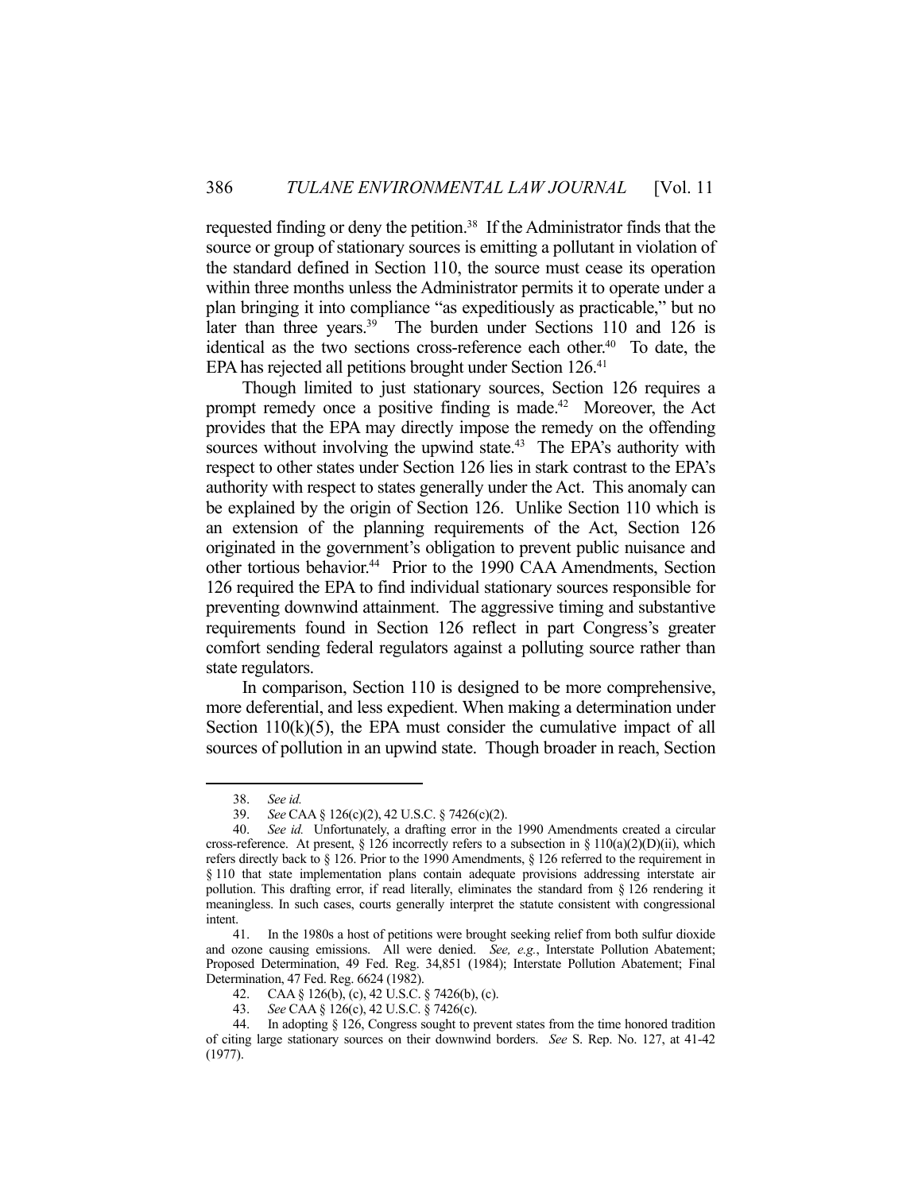requested finding or deny the petition.[38] If the Administrator finds that the source or group of stationary sources is emitting a pollutant in violation of the standard defined in Section 110, the source must cease its operation within three months unless the Administrator permits it to operate under a plan bringing it into compliance "as expeditiously as practicable," but no later than three years.[39] The burden under Sections 110 and 126 is identical as the two sections cross-reference each other.[40] To date, the EPA has rejected all petitions brought under Section 126.[41]

Though limited to just stationary sources, Section 126 requires a prompt remedy once a positive finding is made.[42] Moreover, the Act provides that the EPA may directly impose the remedy on the offending sources without involving the upwind state.[43] The EPA's authority with respect to other states under Section 126 lies in stark contrast to the EPA's authority with respect to states generally under the Act. This anomaly can be explained by the origin of Section 126. Unlike Section 110 which is an extension of the planning requirements of the Act, Section 126 originated in the government's obligation to prevent public nuisance and other tortious behavior.[44] Prior to the 1990 CAA Amendments, Section 126 required the EPA to find individual stationary sources responsible for preventing downwind attainment. The aggressive timing and substantive requirements found in Section 126 reflect in part Congress's greater comfort sending federal regulators against a polluting source rather than state regulators.

In comparison, Section 110 is designed to be more comprehensive, more deferential, and less expedient. When making a determination under Section 110(k)(5), the EPA must consider the cumulative impact of all sources of pollution in an upwind state. Though broader in reach, Section

---

38. *See id.*

39. *See* CAA § 126(c)(2), 42 U.S.C. § 7426(c)(2).

40. *See id.* Unfortunately, a drafting error in the 1990 Amendments created a circular cross-reference. At present, § 126 incorrectly refers to a subsection in § 110(a)(2)(D)(ii), which refers directly back to § 126. Prior to the 1990 Amendments, § 126 referred to the requirement in § 110 that state implementation plans contain adequate provisions addressing interstate air pollution. This drafting error, if read literally, eliminates the standard from § 126 rendering it meaningless. In such cases, courts generally interpret the statute consistent with congressional intent.

41. In the 1980s a host of petitions were brought seeking relief from both sulfur dioxide and ozone causing emissions. All were denied. *See, e.g.*, Interstate Pollution Abatement; Proposed Determination, 49 Fed. Reg. 34,851 (1984); Interstate Pollution Abatement; Final Determination, 47 Fed. Reg. 6624 (1982).

42. CAA § 126(b), (c), 42 U.S.C. § 7426(b), (c).

43. *See* CAA § 126(c), 42 U.S.C. § 7426(c).

44. In adopting § 126, Congress sought to prevent states from the time honored tradition of citing large stationary sources on their downwind borders. *See* S. Rep. No. 127, at 41-42 (1977).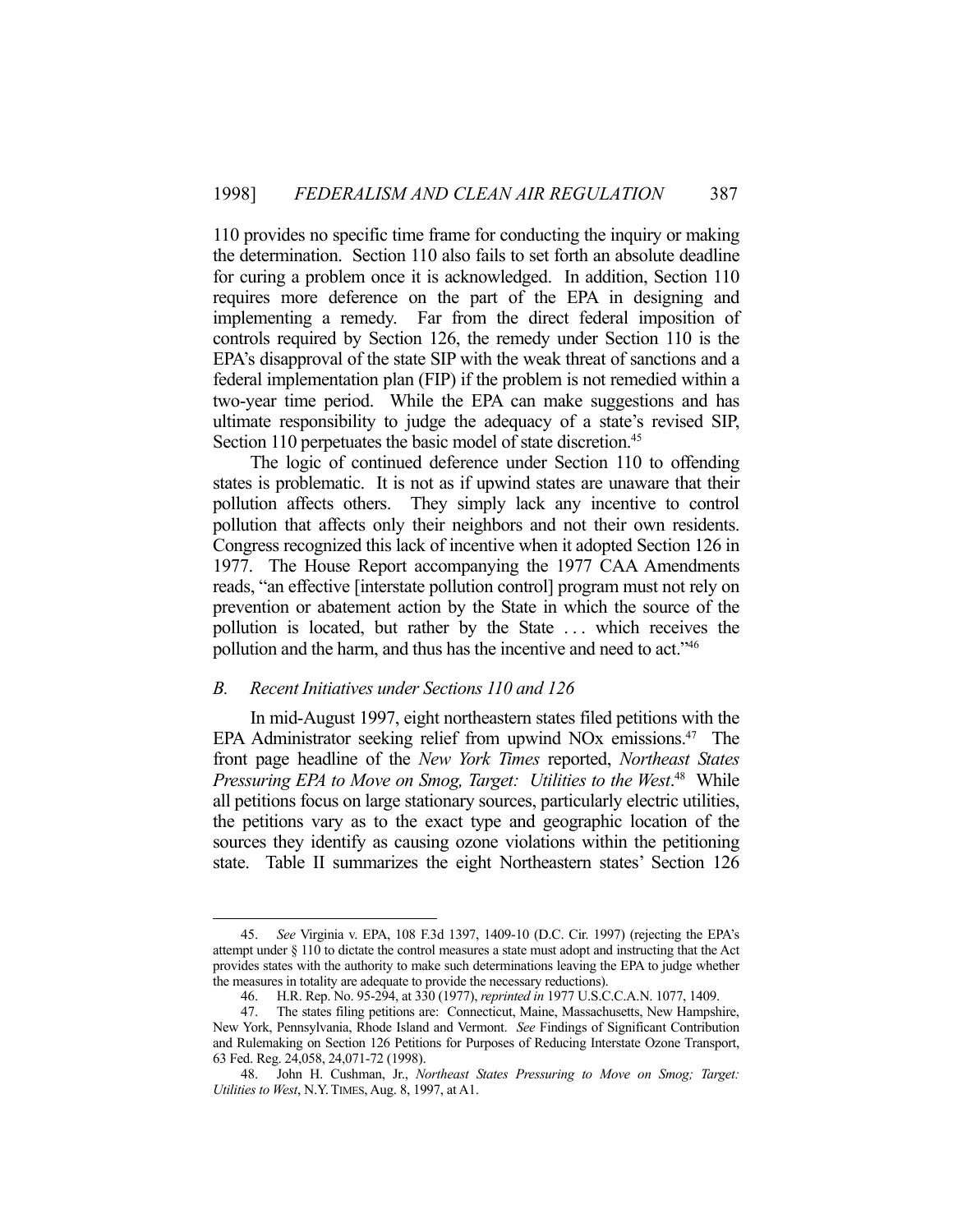110 provides no specific time frame for conducting the inquiry or making the determination. Section 110 also fails to set forth an absolute deadline for curing a problem once it is acknowledged. In addition, Section 110 requires more deference on the part of the EPA in designing and implementing a remedy. Far from the direct federal imposition of controls required by Section 126, the remedy under Section 110 is the EPA's disapproval of the state SIP with the weak threat of sanctions and a federal implementation plan (FIP) if the problem is not remedied within a two-year time period. While the EPA can make suggestions and has ultimate responsibility to judge the adequacy of a state's revised SIP, Section 110 perpetuates the basic model of state discretion.[45]

The logic of continued deference under Section 110 to offending states is problematic. It is not as if upwind states are unaware that their pollution affects others. They simply lack any incentive to control pollution that affects only their neighbors and not their own residents. Congress recognized this lack of incentive when it adopted Section 126 in 1977. The House Report accompanying the 1977 CAA Amendments reads, "an effective [interstate pollution control] program must not rely on prevention or abatement action by the State in which the source of the pollution is located, but rather by the State . . . which receives the pollution and the harm, and thus has the incentive and need to act."[46]

### *B. Recent Initiatives under Sections 110 and 126*

In mid-August 1997, eight northeastern states filed petitions with the EPA Administrator seeking relief from upwind NOx emissions.[47] The front page headline of the *New York Times* reported, *Northeast States Pressuring EPA to Move on Smog, Target: Utilities to the West*.[48] While all petitions focus on large stationary sources, particularly electric utilities, the petitions vary as to the exact type and geographic location of the sources they identify as causing ozone violations within the petitioning state. Table II summarizes the eight Northeastern states' Section 126

---

45. *See* Virginia v. EPA, 108 F.3d 1397, 1409-10 (D.C. Cir. 1997) (rejecting the EPA's attempt under § 110 to dictate the control measures a state must adopt and instructing that the Act provides states with the authority to make such determinations leaving the EPA to judge whether the measures in totality are adequate to provide the necessary reductions).

46. H.R. Rep. No. 95-294, at 330 (1977), *reprinted in* 1977 U.S.C.C.A.N. 1077, 1409.

47. The states filing petitions are: Connecticut, Maine, Massachusetts, New Hampshire, New York, Pennsylvania, Rhode Island and Vermont. *See* Findings of Significant Contribution and Rulemaking on Section 126 Petitions for Purposes of Reducing Interstate Ozone Transport, 63 Fed. Reg. 24,058, 24,071-72 (1998).

48. John H. Cushman, Jr., *Northeast States Pressuring to Move on Smog; Target: Utilities to West*, N.Y. TIMES, Aug. 8, 1997, at A1.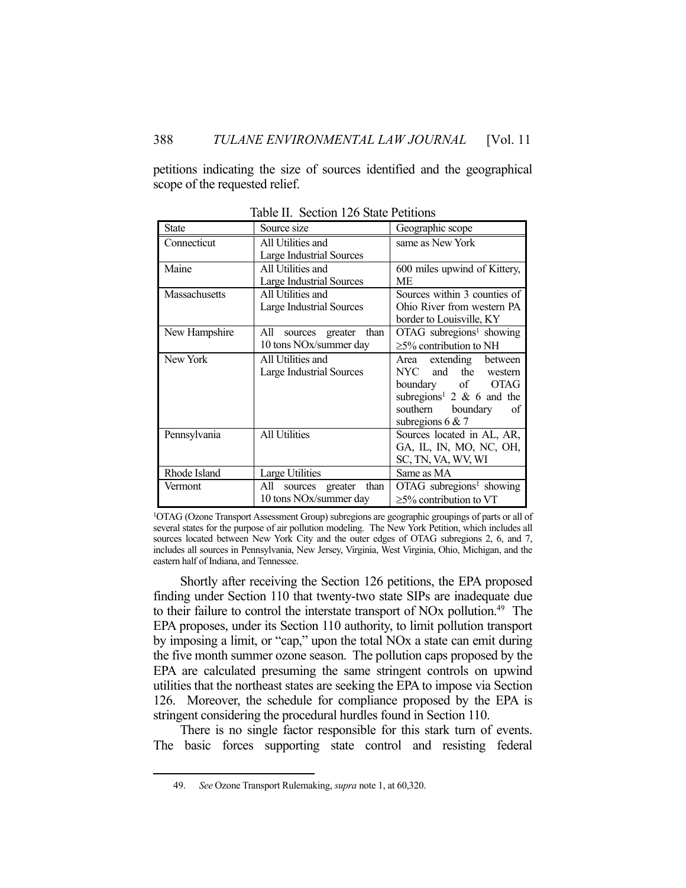petitions indicating the size of sources identified and the geographical scope of the requested relief.

Table II. Section 126 State Petitions

| State | Source size | Geographic scope |
|---|---|---|
| Connecticut | All Utilities and Large Industrial Sources | same as New York |
| Maine | All Utilities and Large Industrial Sources | 600 miles upwind of Kittery, ME |
| Massachusetts | All Utilities and Large Industrial Sources | Sources within 3 counties of Ohio River from western PA border to Louisville, KY |
| New Hampshire | All sources greater than 10 tons NOx/summer day | OTAG subregions[1] showing ≥5% contribution to NH |
| New York | All Utilities and Large Industrial Sources | Area extending between NYC and the western boundary of OTAG subregions[1] 2 & 6 and the southern boundary of subregions 6 & 7 |
| Pennsylvania | All Utilities | Sources located in AL, AR, GA, IL, IN, MO, NC, OH, SC, TN, VA, WV, WI |
| Rhode Island | Large Utilities | Same as MA |
| Vermont | All sources greater than 10 tons NOx/summer day | OTAG subregions[1] showing ≥5% contribution to VT |

[1]OTAG (Ozone Transport Assessment Group) subregions are geographic groupings of parts or all of several states for the purpose of air pollution modeling. The New York Petition, which includes all sources located between New York City and the outer edges of OTAG subregions 2, 6, and 7, includes all sources in Pennsylvania, New Jersey, Virginia, West Virginia, Ohio, Michigan, and the eastern half of Indiana, and Tennessee.

Shortly after receiving the Section 126 petitions, the EPA proposed finding under Section 110 that twenty-two state SIPs are inadequate due to their failure to control the interstate transport of NOx pollution.[49] The EPA proposes, under its Section 110 authority, to limit pollution transport by imposing a limit, or "cap," upon the total NOx a state can emit during the five month summer ozone season. The pollution caps proposed by the EPA are calculated presuming the same stringent controls on upwind utilities that the northeast states are seeking the EPA to impose via Section 126. Moreover, the schedule for compliance proposed by the EPA is stringent considering the procedural hurdles found in Section 110.

There is no single factor responsible for this stark turn of events. The basic forces supporting state control and resisting federal

49. *See* Ozone Transport Rulemaking, *supra* note 1, at 60,320.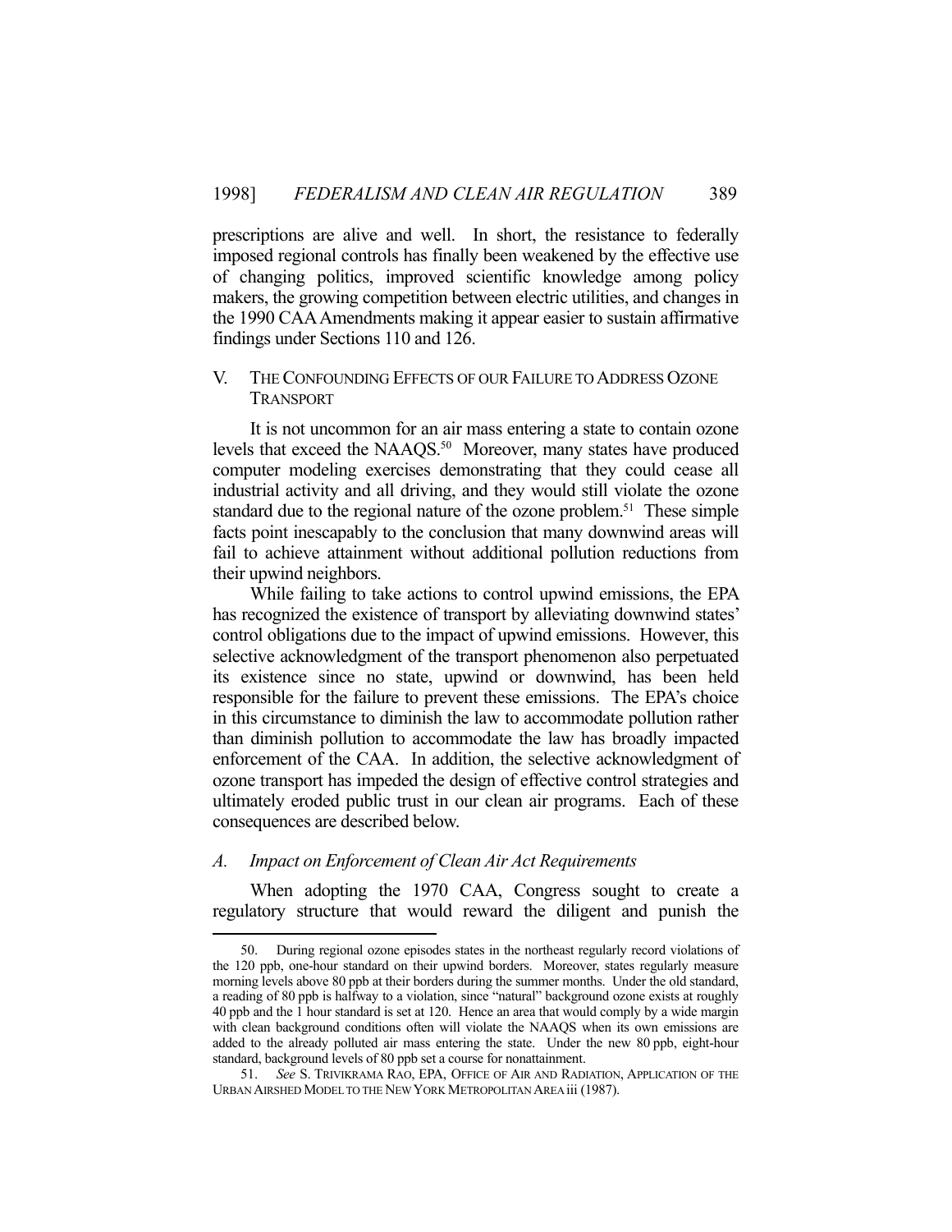prescriptions are alive and well. In short, the resistance to federally imposed regional controls has finally been weakened by the effective use of changing politics, improved scientific knowledge among policy makers, the growing competition between electric utilities, and changes in the 1990 CAA Amendments making it appear easier to sustain affirmative findings under Sections 110 and 126.

## V. THE CONFOUNDING EFFECTS OF OUR FAILURE TO ADDRESS OZONE TRANSPORT

It is not uncommon for an air mass entering a state to contain ozone levels that exceed the NAAQS.[50] Moreover, many states have produced computer modeling exercises demonstrating that they could cease all industrial activity and all driving, and they would still violate the ozone standard due to the regional nature of the ozone problem.[51] These simple facts point inescapably to the conclusion that many downwind areas will fail to achieve attainment without additional pollution reductions from their upwind neighbors.

While failing to take actions to control upwind emissions, the EPA has recognized the existence of transport by alleviating downwind states' control obligations due to the impact of upwind emissions. However, this selective acknowledgment of the transport phenomenon also perpetuated its existence since no state, upwind or downwind, has been held responsible for the failure to prevent these emissions. The EPA's choice in this circumstance to diminish the law to accommodate pollution rather than diminish pollution to accommodate the law has broadly impacted enforcement of the CAA. In addition, the selective acknowledgment of ozone transport has impeded the design of effective control strategies and ultimately eroded public trust in our clean air programs. Each of these consequences are described below.

### *A. Impact on Enforcement of Clean Air Act Requirements*

When adopting the 1970 CAA, Congress sought to create a regulatory structure that would reward the diligent and punish the

---

50. During regional ozone episodes states in the northeast regularly record violations of the 120 ppb, one-hour standard on their upwind borders. Moreover, states regularly measure morning levels above 80 ppb at their borders during the summer months. Under the old standard, a reading of 80 ppb is halfway to a violation, since "natural" background ozone exists at roughly 40 ppb and the 1 hour standard is set at 120. Hence an area that would comply by a wide margin with clean background conditions often will violate the NAAQS when its own emissions are added to the already polluted air mass entering the state. Under the new 80 ppb, eight-hour standard, background levels of 80 ppb set a course for nonattainment.

51. *See* S. TRIVIKRAMA RAO, EPA, OFFICE OF AIR AND RADIATION, APPLICATION OF THE URBAN AIRSHED MODEL TO THE NEW YORK METROPOLITAN AREA iii (1987).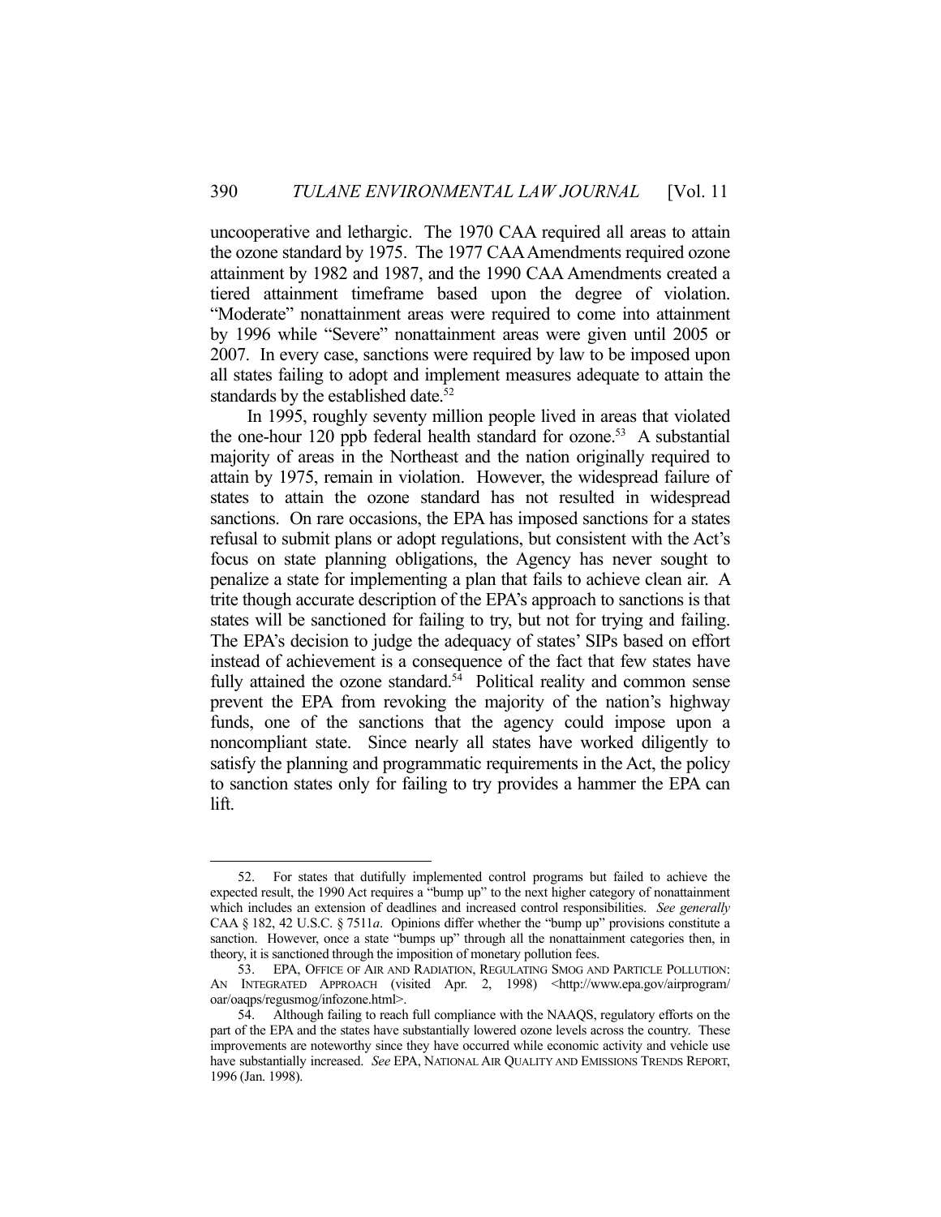uncooperative and lethargic. The 1970 CAA required all areas to attain the ozone standard by 1975. The 1977 CAA Amendments required ozone attainment by 1982 and 1987, and the 1990 CAA Amendments created a tiered attainment timeframe based upon the degree of violation. "Moderate" nonattainment areas were required to come into attainment by 1996 while "Severe" nonattainment areas were given until 2005 or 2007. In every case, sanctions were required by law to be imposed upon all states failing to adopt and implement measures adequate to attain the standards by the established date.[52]

In 1995, roughly seventy million people lived in areas that violated the one-hour 120 ppb federal health standard for ozone.[53] A substantial majority of areas in the Northeast and the nation originally required to attain by 1975, remain in violation. However, the widespread failure of states to attain the ozone standard has not resulted in widespread sanctions. On rare occasions, the EPA has imposed sanctions for a states refusal to submit plans or adopt regulations, but consistent with the Act's focus on state planning obligations, the Agency has never sought to penalize a state for implementing a plan that fails to achieve clean air. A trite though accurate description of the EPA's approach to sanctions is that states will be sanctioned for failing to try, but not for trying and failing. The EPA's decision to judge the adequacy of states' SIPs based on effort instead of achievement is a consequence of the fact that few states have fully attained the ozone standard.[54] Political reality and common sense prevent the EPA from revoking the majority of the nation's highway funds, one of the sanctions that the agency could impose upon a noncompliant state. Since nearly all states have worked diligently to satisfy the planning and programmatic requirements in the Act, the policy to sanction states only for failing to try provides a hammer the EPA can lift.

---

52. For states that dutifully implemented control programs but failed to achieve the expected result, the 1990 Act requires a "bump up" to the next higher category of nonattainment which includes an extension of deadlines and increased control responsibilities. *See generally* CAA § 182, 42 U.S.C. § 7511*a*. Opinions differ whether the "bump up" provisions constitute a sanction. However, once a state "bumps up" through all the nonattainment categories then, in theory, it is sanctioned through the imposition of monetary pollution fees.

53. EPA, OFFICE OF AIR AND RADIATION, REGULATING SMOG AND PARTICLE POLLUTION: AN INTEGRATED APPROACH (visited Apr. 2, 1998) <http://www.epa.gov/airprogram/oar/oaqps/regusmog/infozone.html>.

54. Although failing to reach full compliance with the NAAQS, regulatory efforts on the part of the EPA and the states have substantially lowered ozone levels across the country. These improvements are noteworthy since they have occurred while economic activity and vehicle use have substantially increased. *See* EPA, NATIONAL AIR QUALITY AND EMISSIONS TRENDS REPORT, 1996 (Jan. 1998).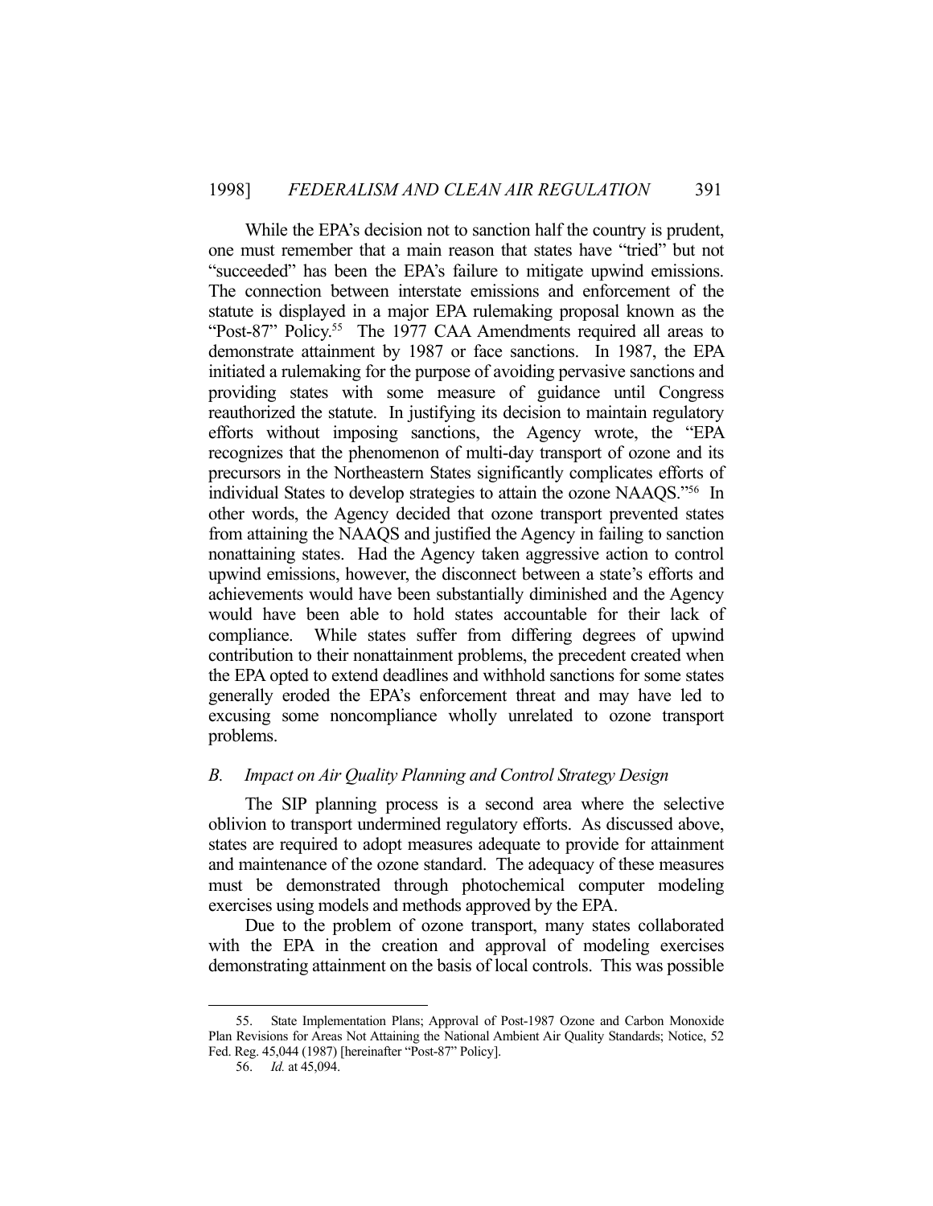While the EPA's decision not to sanction half the country is prudent, one must remember that a main reason that states have "tried" but not "succeeded" has been the EPA's failure to mitigate upwind emissions. The connection between interstate emissions and enforcement of the statute is displayed in a major EPA rulemaking proposal known as the "Post-87" Policy.[55] The 1977 CAA Amendments required all areas to demonstrate attainment by 1987 or face sanctions. In 1987, the EPA initiated a rulemaking for the purpose of avoiding pervasive sanctions and providing states with some measure of guidance until Congress reauthorized the statute. In justifying its decision to maintain regulatory efforts without imposing sanctions, the Agency wrote, the "EPA recognizes that the phenomenon of multi-day transport of ozone and its precursors in the Northeastern States significantly complicates efforts of individual States to develop strategies to attain the ozone NAAQS."[56] In other words, the Agency decided that ozone transport prevented states from attaining the NAAQS and justified the Agency in failing to sanction nonattaining states. Had the Agency taken aggressive action to control upwind emissions, however, the disconnect between a state's efforts and achievements would have been substantially diminished and the Agency would have been able to hold states accountable for their lack of compliance. While states suffer from differing degrees of upwind contribution to their nonattainment problems, the precedent created when the EPA opted to extend deadlines and withhold sanctions for some states generally eroded the EPA's enforcement threat and may have led to excusing some noncompliance wholly unrelated to ozone transport problems.

### *B. Impact on Air Quality Planning and Control Strategy Design*

The SIP planning process is a second area where the selective oblivion to transport undermined regulatory efforts. As discussed above, states are required to adopt measures adequate to provide for attainment and maintenance of the ozone standard. The adequacy of these measures must be demonstrated through photochemical computer modeling exercises using models and methods approved by the EPA.

Due to the problem of ozone transport, many states collaborated with the EPA in the creation and approval of modeling exercises demonstrating attainment on the basis of local controls. This was possible

---

55. State Implementation Plans; Approval of Post-1987 Ozone and Carbon Monoxide Plan Revisions for Areas Not Attaining the National Ambient Air Quality Standards; Notice, 52 Fed. Reg. 45,044 (1987) [hereinafter "Post-87" Policy].

56. *Id.* at 45,094.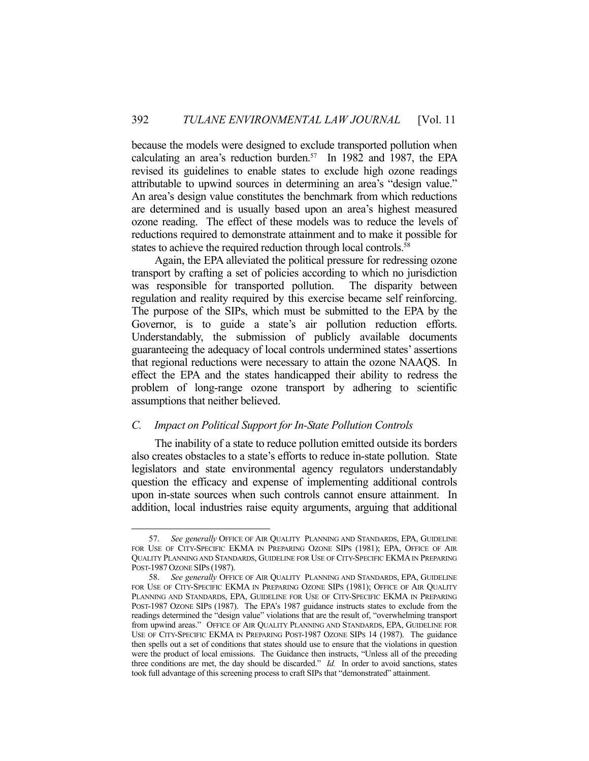because the models were designed to exclude transported pollution when calculating an area's reduction burden.[57] In 1982 and 1987, the EPA revised its guidelines to enable states to exclude high ozone readings attributable to upwind sources in determining an area's "design value." An area's design value constitutes the benchmark from which reductions are determined and is usually based upon an area's highest measured ozone reading. The effect of these models was to reduce the levels of reductions required to demonstrate attainment and to make it possible for states to achieve the required reduction through local controls.[58]

Again, the EPA alleviated the political pressure for redressing ozone transport by crafting a set of policies according to which no jurisdiction was responsible for transported pollution. The disparity between regulation and reality required by this exercise became self reinforcing. The purpose of the SIPs, which must be submitted to the EPA by the Governor, is to guide a state's air pollution reduction efforts. Understandably, the submission of publicly available documents guaranteeing the adequacy of local controls undermined states' assertions that regional reductions were necessary to attain the ozone NAAQS. In effect the EPA and the states handicapped their ability to redress the problem of long-range ozone transport by adhering to scientific assumptions that neither believed.

### *C. Impact on Political Support for In-State Pollution Controls*

The inability of a state to reduce pollution emitted outside its borders also creates obstacles to a state's efforts to reduce in-state pollution. State legislators and state environmental agency regulators understandably question the efficacy and expense of implementing additional controls upon in-state sources when such controls cannot ensure attainment. In addition, local industries raise equity arguments, arguing that additional

---

57. *See generally* OFFICE OF AIR QUALITY PLANNING AND STANDARDS, EPA, GUIDELINE FOR USE OF CITY-SPECIFIC EKMA IN PREPARING OZONE SIPS (1981); EPA, OFFICE OF AIR QUALITY PLANNING AND STANDARDS, GUIDELINE FOR USE OF CITY-SPECIFIC EKMA IN PREPARING POST-1987 OZONE SIPS (1987).

58. *See generally* OFFICE OF AIR QUALITY PLANNING AND STANDARDS, EPA, GUIDELINE FOR USE OF CITY-SPECIFIC EKMA IN PREPARING OZONE SIPS (1981); OFFICE OF AIR QUALITY PLANNING AND STANDARDS, EPA, GUIDELINE FOR USE OF CITY-SPECIFIC EKMA IN PREPARING POST-1987 OZONE SIPS (1987). The EPA's 1987 guidance instructs states to exclude from the readings determined the "design value" violations that are the result of, "overwhelming transport from upwind areas." OFFICE OF AIR QUALITY PLANNING AND STANDARDS, EPA, GUIDELINE FOR USE OF CITY-SPECIFIC EKMA IN PREPARING POST-1987 OZONE SIPS 14 (1987). The guidance then spells out a set of conditions that states should use to ensure that the violations in question were the product of local emissions. The Guidance then instructs, "Unless all of the preceding three conditions are met, the day should be discarded." *Id.* In order to avoid sanctions, states took full advantage of this screening process to craft SIPs that "demonstrated" attainment.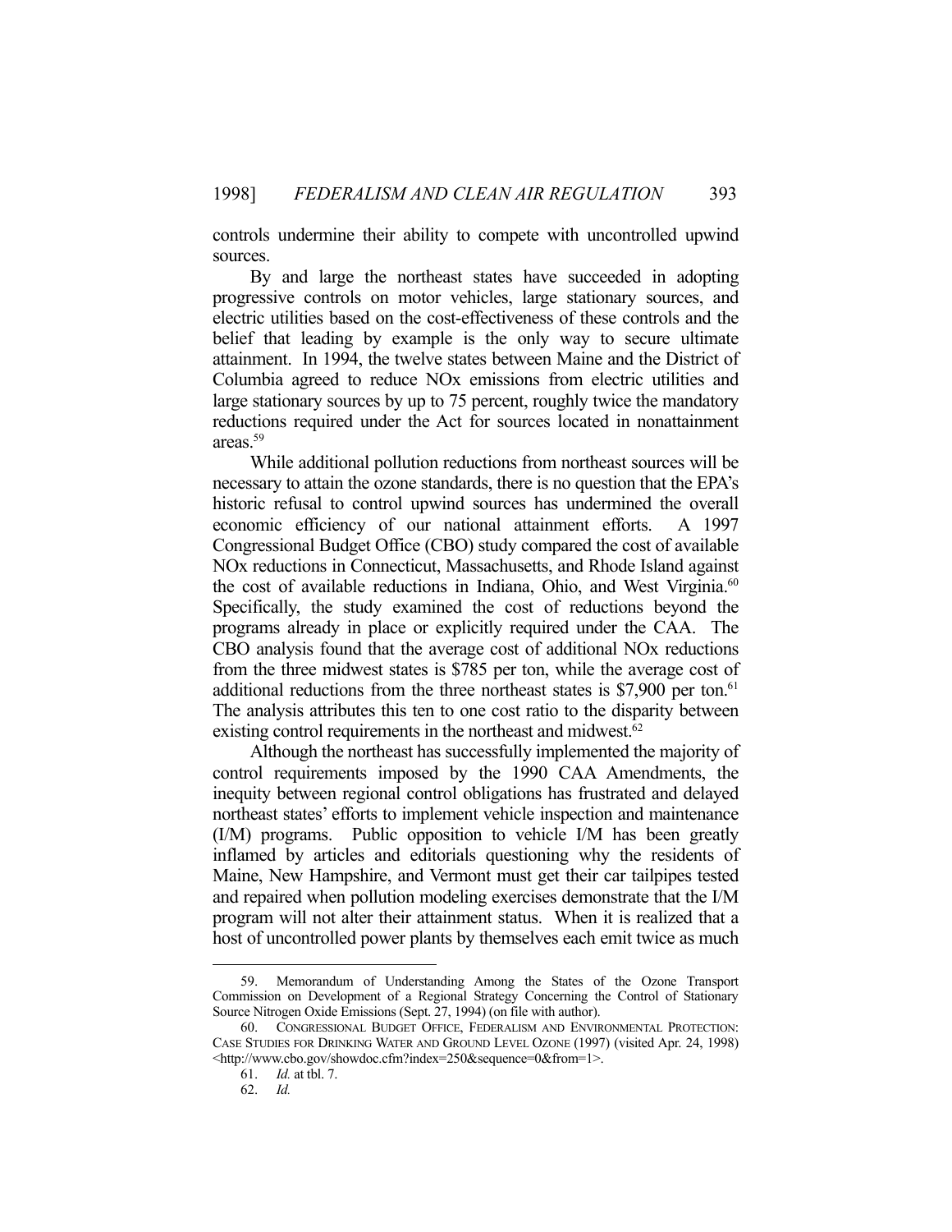controls undermine their ability to compete with uncontrolled upwind sources.

By and large the northeast states have succeeded in adopting progressive controls on motor vehicles, large stationary sources, and electric utilities based on the cost-effectiveness of these controls and the belief that leading by example is the only way to secure ultimate attainment. In 1994, the twelve states between Maine and the District of Columbia agreed to reduce NOx emissions from electric utilities and large stationary sources by up to 75 percent, roughly twice the mandatory reductions required under the Act for sources located in nonattainment areas.[59]

While additional pollution reductions from northeast sources will be necessary to attain the ozone standards, there is no question that the EPA's historic refusal to control upwind sources has undermined the overall economic efficiency of our national attainment efforts. A 1997 Congressional Budget Office (CBO) study compared the cost of available NOx reductions in Connecticut, Massachusetts, and Rhode Island against the cost of available reductions in Indiana, Ohio, and West Virginia.[60] Specifically, the study examined the cost of reductions beyond the programs already in place or explicitly required under the CAA. The CBO analysis found that the average cost of additional NOx reductions from the three midwest states is $785 per ton, while the average cost of additional reductions from the three northeast states is $7,900 per ton.[61] The analysis attributes this ten to one cost ratio to the disparity between existing control requirements in the northeast and midwest.[62]

Although the northeast has successfully implemented the majority of control requirements imposed by the 1990 CAA Amendments, the inequity between regional control obligations has frustrated and delayed northeast states' efforts to implement vehicle inspection and maintenance (I/M) programs. Public opposition to vehicle I/M has been greatly inflamed by articles and editorials questioning why the residents of Maine, New Hampshire, and Vermont must get their car tailpipes tested and repaired when pollution modeling exercises demonstrate that the I/M program will not alter their attainment status. When it is realized that a host of uncontrolled power plants by themselves each emit twice as much

---

59. Memorandum of Understanding Among the States of the Ozone Transport Commission on Development of a Regional Strategy Concerning the Control of Stationary Source Nitrogen Oxide Emissions (Sept. 27, 1994) (on file with author).

60. CONGRESSIONAL BUDGET OFFICE, FEDERALISM AND ENVIRONMENTAL PROTECTION: CASE STUDIES FOR DRINKING WATER AND GROUND LEVEL OZONE (1997) (visited Apr. 24, 1998) <http://www.cbo.gov/showdoc.cfm?index=250&sequence=0&from=1>.

61. *Id.* at tbl. 7.

62. *Id.*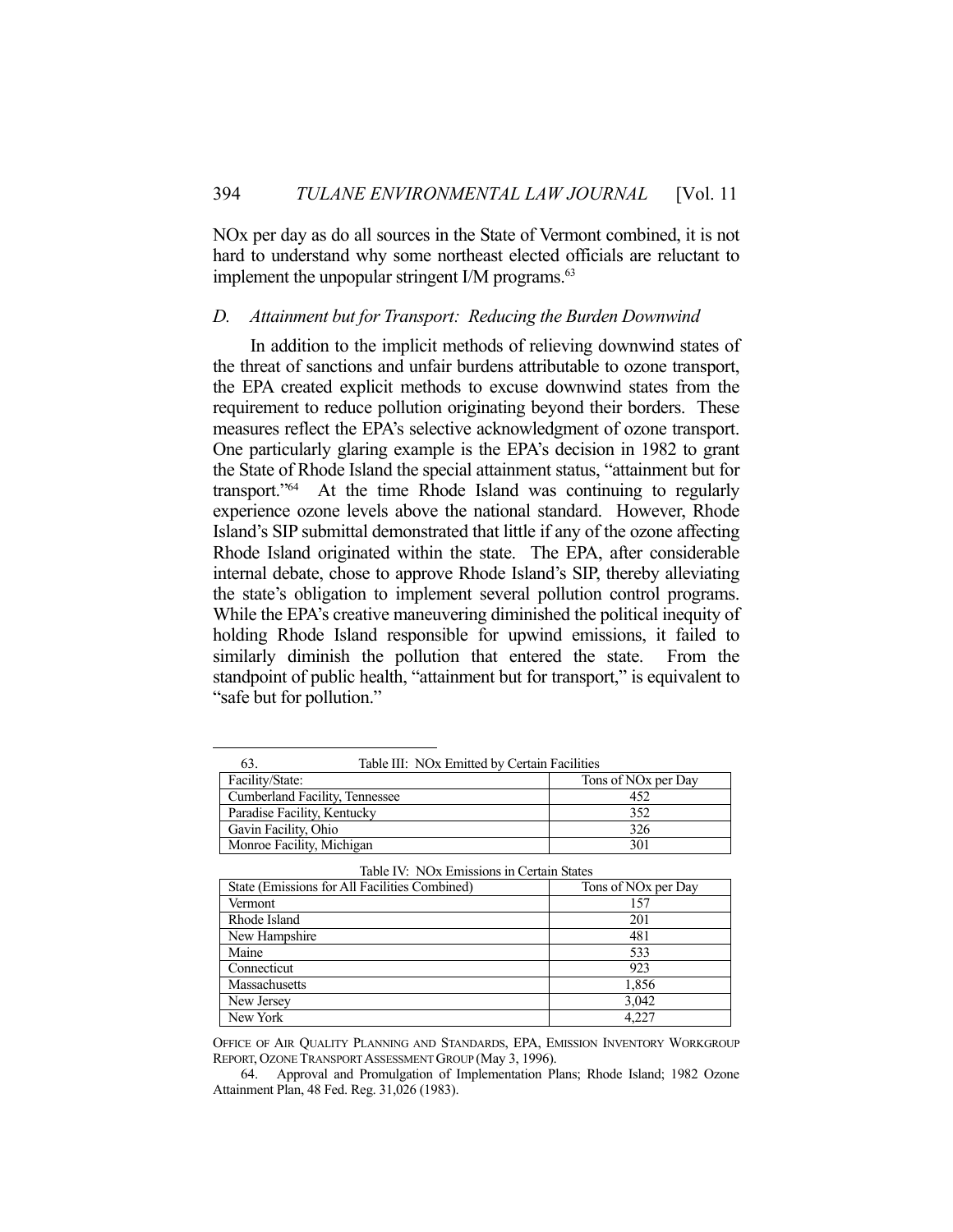NOx per day as do all sources in the State of Vermont combined, it is not hard to understand why some northeast elected officials are reluctant to implement the unpopular stringent I/M programs.[63]

### *D. Attainment but for Transport: Reducing the Burden Downwind*

In addition to the implicit methods of relieving downwind states of the threat of sanctions and unfair burdens attributable to ozone transport, the EPA created explicit methods to excuse downwind states from the requirement to reduce pollution originating beyond their borders. These measures reflect the EPA's selective acknowledgment of ozone transport. One particularly glaring example is the EPA's decision in 1982 to grant the State of Rhode Island the special attainment status, "attainment but for transport."[64] At the time Rhode Island was continuing to regularly experience ozone levels above the national standard. However, Rhode Island's SIP submittal demonstrated that little if any of the ozone affecting Rhode Island originated within the state. The EPA, after considerable internal debate, chose to approve Rhode Island's SIP, thereby alleviating the state's obligation to implement several pollution control programs. While the EPA's creative maneuvering diminished the political inequity of holding Rhode Island responsible for upwind emissions, it failed to similarly diminish the pollution that entered the state. From the standpoint of public health, "attainment but for transport," is equivalent to "safe but for pollution."

---

63. Table III: NOx Emitted by Certain Facilities

| Facility/State: | Tons of NOx per Day |
|---|---|
| Cumberland Facility, Tennessee | 452 |
| Paradise Facility, Kentucky | 352 |
| Gavin Facility, Ohio | 326 |
| Monroe Facility, Michigan | 301 |

Table IV: NOx Emissions in Certain States

| State (Emissions for All Facilities Combined) | Tons of NOx per Day |
|---|---|
| Vermont | 157 |
| Rhode Island | 201 |
| New Hampshire | 481 |
| Maine | 533 |
| Connecticut | 923 |
| Massachusetts | 1,856 |
| New Jersey | 3,042 |
| New York | 4,227 |

OFFICE OF AIR QUALITY PLANNING AND STANDARDS, EPA, EMISSION INVENTORY WORKGROUP REPORT, OZONE TRANSPORT ASSESSMENT GROUP (May 3, 1996).

64. Approval and Promulgation of Implementation Plans; Rhode Island; 1982 Ozone Attainment Plan, 48 Fed. Reg. 31,026 (1983).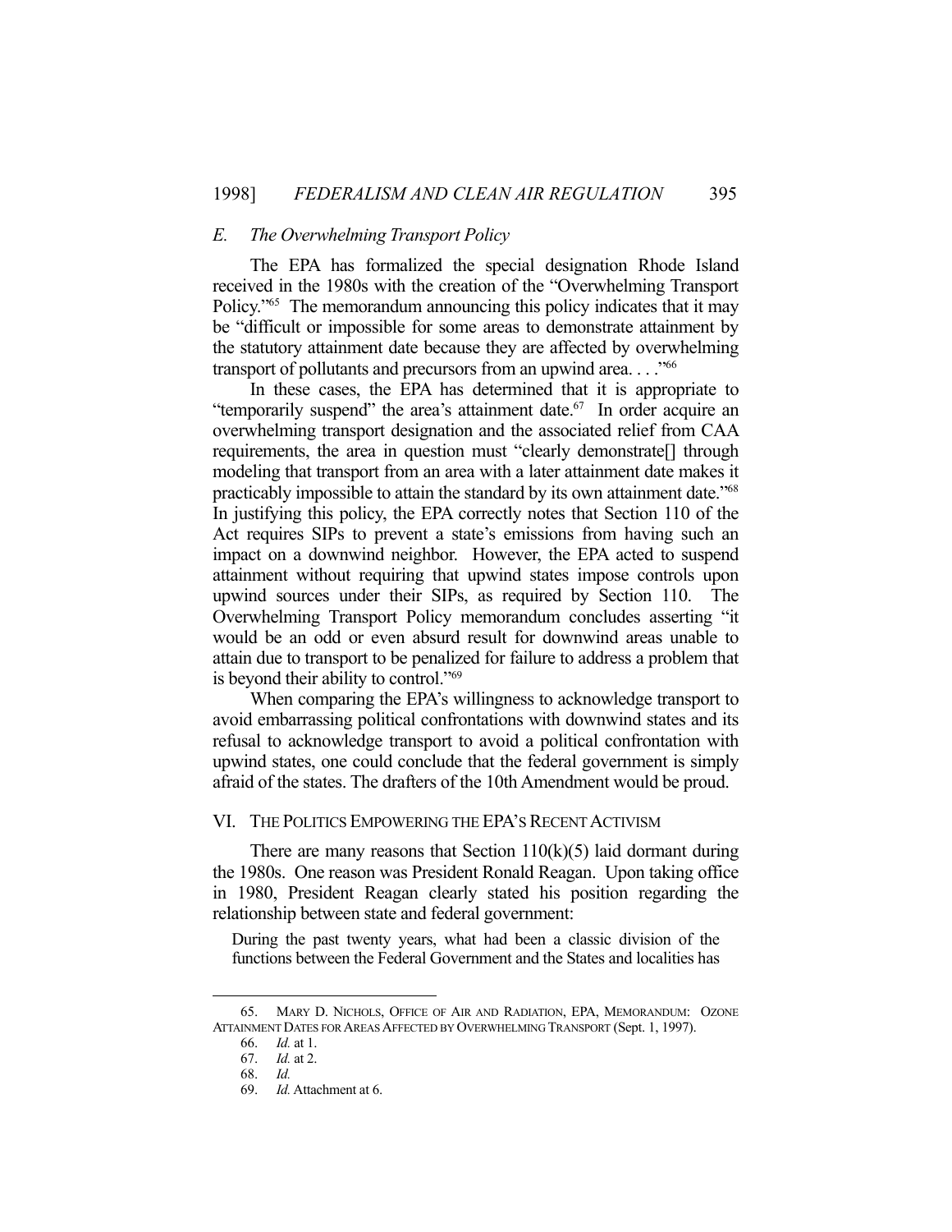### *E. The Overwhelming Transport Policy*

The EPA has formalized the special designation Rhode Island received in the 1980s with the creation of the "Overwhelming Transport Policy."[65] The memorandum announcing this policy indicates that it may be "difficult or impossible for some areas to demonstrate attainment by the statutory attainment date because they are affected by overwhelming transport of pollutants and precursors from an upwind area. . . ."[66]

In these cases, the EPA has determined that it is appropriate to "temporarily suspend" the area's attainment date.[67] In order acquire an overwhelming transport designation and the associated relief from CAA requirements, the area in question must "clearly demonstrate[] through modeling that transport from an area with a later attainment date makes it practicably impossible to attain the standard by its own attainment date."[68] In justifying this policy, the EPA correctly notes that Section 110 of the Act requires SIPs to prevent a state's emissions from having such an impact on a downwind neighbor. However, the EPA acted to suspend attainment without requiring that upwind states impose controls upon upwind sources under their SIPs, as required by Section 110. The Overwhelming Transport Policy memorandum concludes asserting "it would be an odd or even absurd result for downwind areas unable to attain due to transport to be penalized for failure to address a problem that is beyond their ability to control."[69]

When comparing the EPA's willingness to acknowledge transport to avoid embarrassing political confrontations with downwind states and its refusal to acknowledge transport to avoid a political confrontation with upwind states, one could conclude that the federal government is simply afraid of the states. The drafters of the 10th Amendment would be proud.

## VI. THE POLITICS EMPOWERING THE EPA'S RECENT ACTIVISM

There are many reasons that Section 110(k)(5) laid dormant during the 1980s. One reason was President Ronald Reagan. Upon taking office in 1980, President Reagan clearly stated his position regarding the relationship between state and federal government:

> During the past twenty years, what had been a classic division of the functions between the Federal Government and the States and localities has

---

65. MARY D. NICHOLS, OFFICE OF AIR AND RADIATION, EPA, MEMORANDUM: OZONE ATTAINMENT DATES FOR AREAS AFFECTED BY OVERWHELMING TRANSPORT (Sept. 1, 1997).

66. *Id.* at 1.

67. *Id.* at 2.

68. *Id.*

69. *Id.* Attachment at 6.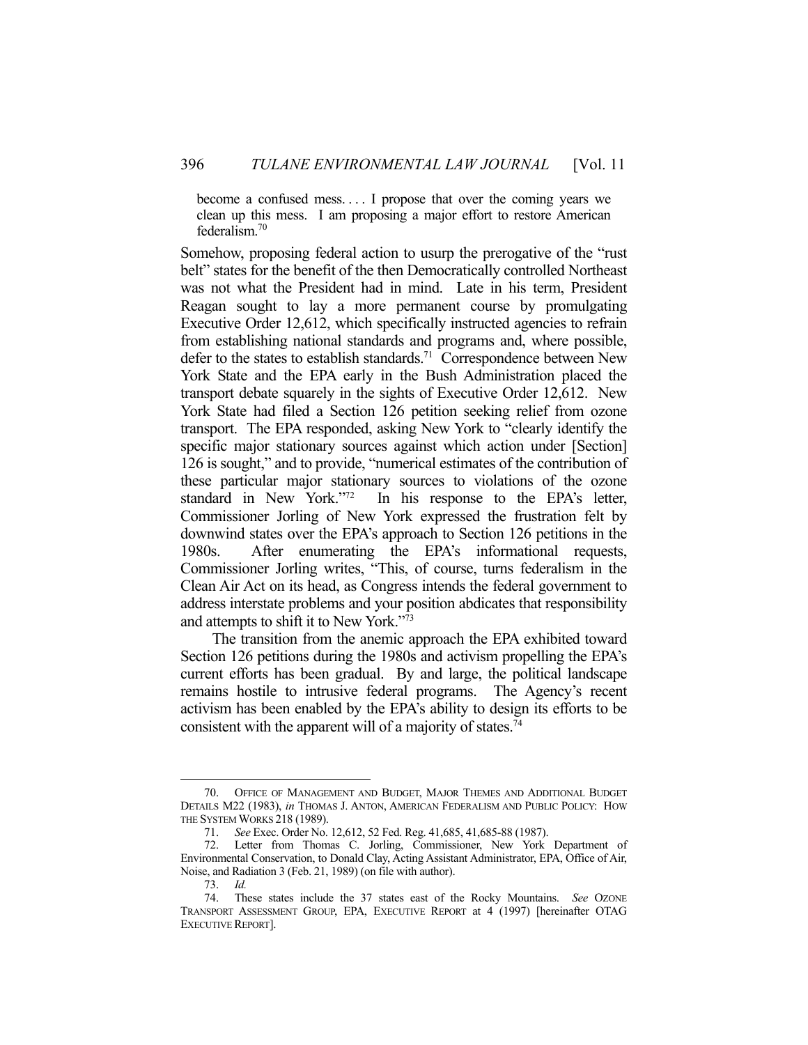> become a confused mess. . . . I propose that over the coming years we clean up this mess. I am proposing a major effort to restore American federalism.[70]

Somehow, proposing federal action to usurp the prerogative of the "rust belt" states for the benefit of the then Democratically controlled Northeast was not what the President had in mind. Late in his term, President Reagan sought to lay a more permanent course by promulgating Executive Order 12,612, which specifically instructed agencies to refrain from establishing national standards and programs and, where possible, defer to the states to establish standards.[71] Correspondence between New York State and the EPA early in the Bush Administration placed the transport debate squarely in the sights of Executive Order 12,612. New York State had filed a Section 126 petition seeking relief from ozone transport. The EPA responded, asking New York to "clearly identify the specific major stationary sources against which action under [Section] 126 is sought," and to provide, "numerical estimates of the contribution of these particular major stationary sources to violations of the ozone standard in New York."[72] In his response to the EPA's letter, Commissioner Jorling of New York expressed the frustration felt by downwind states over the EPA's approach to Section 126 petitions in the 1980s. After enumerating the EPA's informational requests, Commissioner Jorling writes, "This, of course, turns federalism in the Clean Air Act on its head, as Congress intends the federal government to address interstate problems and your position abdicates that responsibility and attempts to shift it to New York."[73]

The transition from the anemic approach the EPA exhibited toward Section 126 petitions during the 1980s and activism propelling the EPA's current efforts has been gradual. By and large, the political landscape remains hostile to intrusive federal programs. The Agency's recent activism has been enabled by the EPA's ability to design its efforts to be consistent with the apparent will of a majority of states.[74]

---

70. OFFICE OF MANAGEMENT AND BUDGET, MAJOR THEMES AND ADDITIONAL BUDGET DETAILS M22 (1983), *in* THOMAS J. ANTON, AMERICAN FEDERALISM AND PUBLIC POLICY: HOW THE SYSTEM WORKS 218 (1989).

71. *See* Exec. Order No. 12,612, 52 Fed. Reg. 41,685, 41,685-88 (1987).

72. Letter from Thomas C. Jorling, Commissioner, New York Department of Environmental Conservation, to Donald Clay, Acting Assistant Administrator, EPA, Office of Air, Noise, and Radiation 3 (Feb. 21, 1989) (on file with author).

73. *Id.*

74. These states include the 37 states east of the Rocky Mountains. *See* OZONE TRANSPORT ASSESSMENT GROUP, EPA, EXECUTIVE REPORT at 4 (1997) [hereinafter OTAG EXECUTIVE REPORT].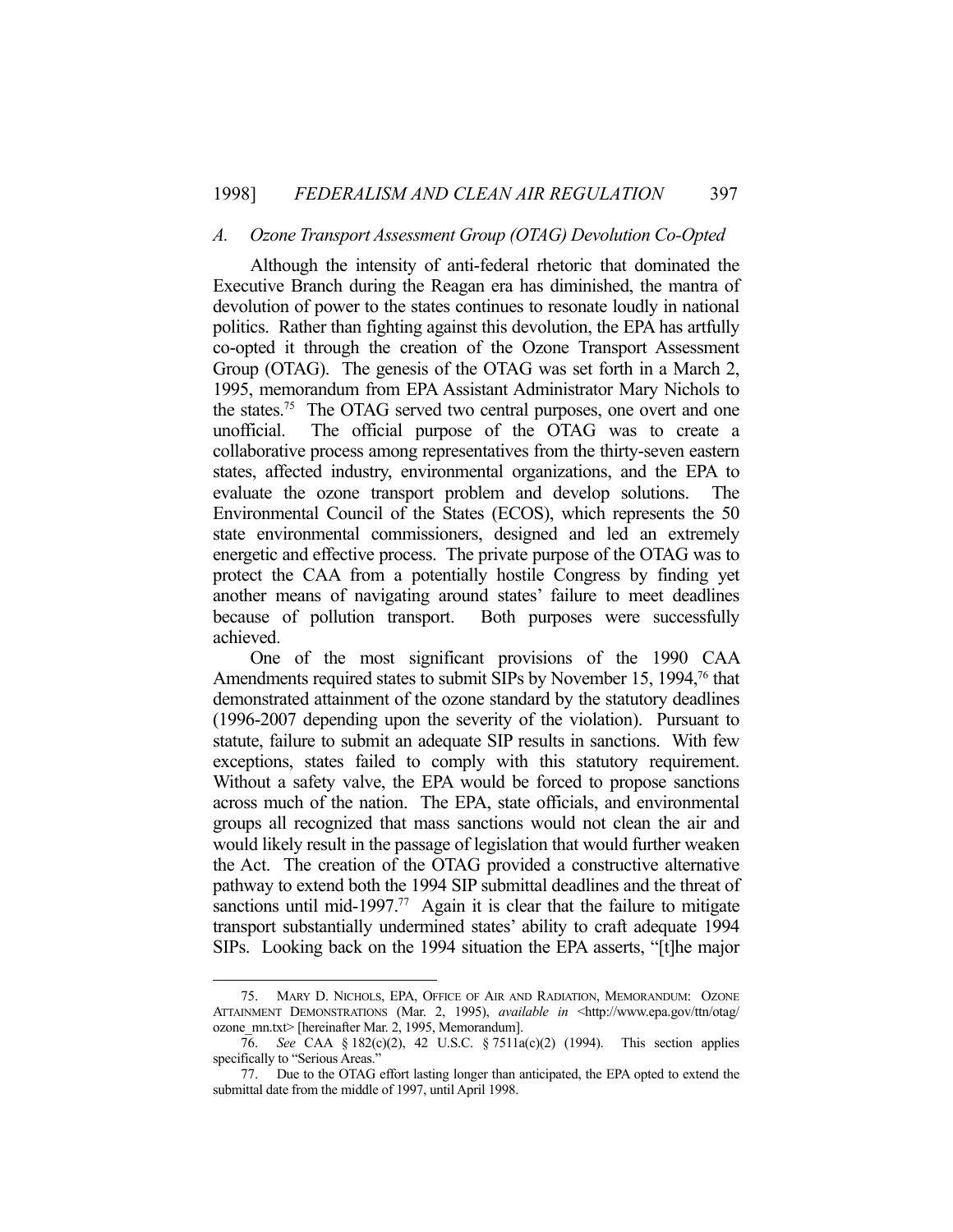### *A. Ozone Transport Assessment Group (OTAG) Devolution Co-Opted*

Although the intensity of anti-federal rhetoric that dominated the Executive Branch during the Reagan era has diminished, the mantra of devolution of power to the states continues to resonate loudly in national politics. Rather than fighting against this devolution, the EPA has artfully co-opted it through the creation of the Ozone Transport Assessment Group (OTAG). The genesis of the OTAG was set forth in a March 2, 1995, memorandum from EPA Assistant Administrator Mary Nichols to the states.[75] The OTAG served two central purposes, one overt and one unofficial. The official purpose of the OTAG was to create a collaborative process among representatives from the thirty-seven eastern states, affected industry, environmental organizations, and the EPA to evaluate the ozone transport problem and develop solutions. The Environmental Council of the States (ECOS), which represents the 50 state environmental commissioners, designed and led an extremely energetic and effective process. The private purpose of the OTAG was to protect the CAA from a potentially hostile Congress by finding yet another means of navigating around states' failure to meet deadlines because of pollution transport. Both purposes were successfully achieved.

One of the most significant provisions of the 1990 CAA Amendments required states to submit SIPs by November 15, 1994,[76] that demonstrated attainment of the ozone standard by the statutory deadlines (1996-2007 depending upon the severity of the violation). Pursuant to statute, failure to submit an adequate SIP results in sanctions. With few exceptions, states failed to comply with this statutory requirement. Without a safety valve, the EPA would be forced to propose sanctions across much of the nation. The EPA, state officials, and environmental groups all recognized that mass sanctions would not clean the air and would likely result in the passage of legislation that would further weaken the Act. The creation of the OTAG provided a constructive alternative pathway to extend both the 1994 SIP submittal deadlines and the threat of sanctions until mid-1997.[77] Again it is clear that the failure to mitigate transport substantially undermined states' ability to craft adequate 1994 SIPs. Looking back on the 1994 situation the EPA asserts, "[t]he major

---

75. MARY D. NICHOLS, EPA, OFFICE OF AIR AND RADIATION, MEMORANDUM: OZONE ATTAINMENT DEMONSTRATIONS (Mar. 2, 1995), *available in* <http://www.epa.gov/ttn/otag/ozone_mn.txt> [hereinafter Mar. 2, 1995, Memorandum].

76. *See* CAA § 182(c)(2), 42 U.S.C. § 7511a(c)(2) (1994). This section applies specifically to "Serious Areas."

77. Due to the OTAG effort lasting longer than anticipated, the EPA opted to extend the submittal date from the middle of 1997, until April 1998.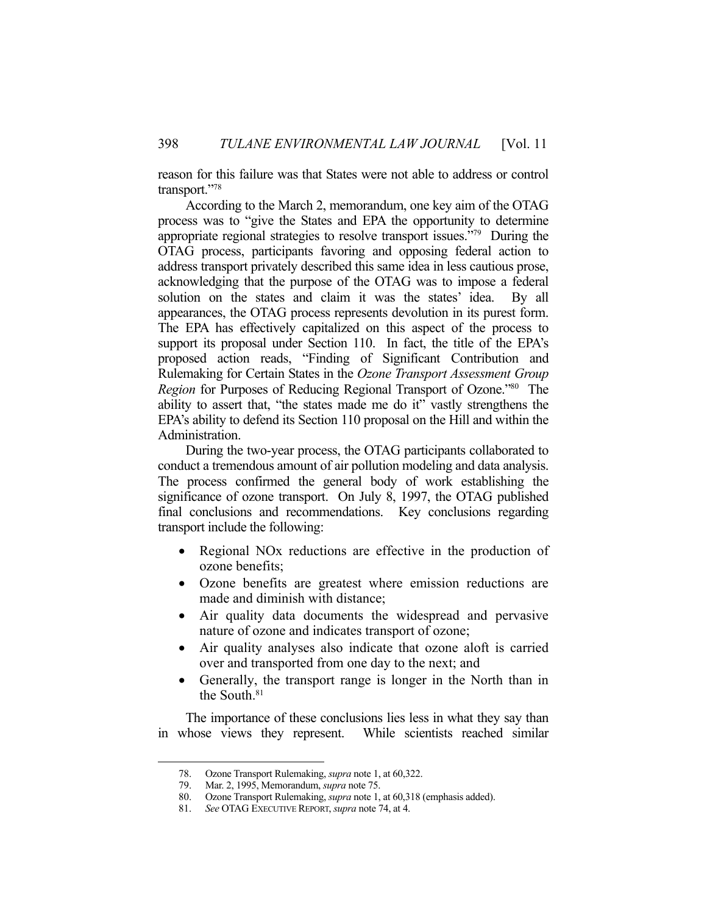reason for this failure was that States were not able to address or control transport."[78]

According to the March 2, memorandum, one key aim of the OTAG process was to "give the States and EPA the opportunity to determine appropriate regional strategies to resolve transport issues."[79] During the OTAG process, participants favoring and opposing federal action to address transport privately described this same idea in less cautious prose, acknowledging that the purpose of the OTAG was to impose a federal solution on the states and claim it was the states' idea. By all appearances, the OTAG process represents devolution in its purest form. The EPA has effectively capitalized on this aspect of the process to support its proposal under Section 110. In fact, the title of the EPA's proposed action reads, "Finding of Significant Contribution and Rulemaking for Certain States in the *Ozone Transport Assessment Group Region* for Purposes of Reducing Regional Transport of Ozone."[80] The ability to assert that, "the states made me do it" vastly strengthens the EPA's ability to defend its Section 110 proposal on the Hill and within the Administration.

During the two-year process, the OTAG participants collaborated to conduct a tremendous amount of air pollution modeling and data analysis. The process confirmed the general body of work establishing the significance of ozone transport. On July 8, 1997, the OTAG published final conclusions and recommendations. Key conclusions regarding transport include the following:

- Regional NOx reductions are effective in the production of ozone benefits;
- Ozone benefits are greatest where emission reductions are made and diminish with distance;
- Air quality data documents the widespread and pervasive nature of ozone and indicates transport of ozone;
- Air quality analyses also indicate that ozone aloft is carried over and transported from one day to the next; and
- Generally, the transport range is longer in the North than in the South.[81]

The importance of these conclusions lies less in what they say than in whose views they represent. While scientists reached similar

---

78. Ozone Transport Rulemaking, *supra* note 1, at 60,322.
79. Mar. 2, 1995, Memorandum, *supra* note 75.
80. Ozone Transport Rulemaking, *supra* note 1, at 60,318 (emphasis added).
81. *See* OTAG EXECUTIVE REPORT, *supra* note 74, at 4.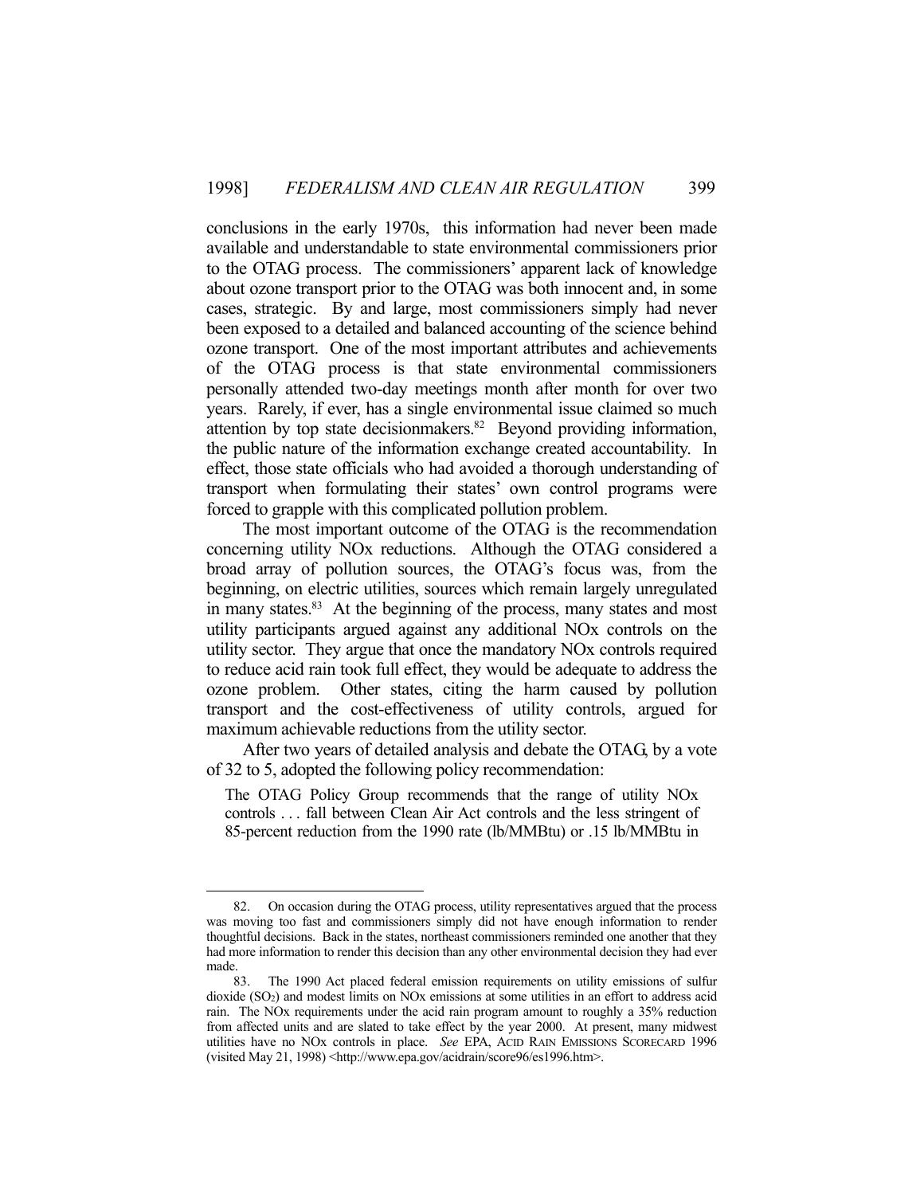conclusions in the early 1970s, this information had never been made available and understandable to state environmental commissioners prior to the OTAG process. The commissioners' apparent lack of knowledge about ozone transport prior to the OTAG was both innocent and, in some cases, strategic. By and large, most commissioners simply had never been exposed to a detailed and balanced accounting of the science behind ozone transport. One of the most important attributes and achievements of the OTAG process is that state environmental commissioners personally attended two-day meetings month after month for over two years. Rarely, if ever, has a single environmental issue claimed so much attention by top state decisionmakers.[82] Beyond providing information, the public nature of the information exchange created accountability. In effect, those state officials who had avoided a thorough understanding of transport when formulating their states' own control programs were forced to grapple with this complicated pollution problem.

The most important outcome of the OTAG is the recommendation concerning utility NOx reductions. Although the OTAG considered a broad array of pollution sources, the OTAG's focus was, from the beginning, on electric utilities, sources which remain largely unregulated in many states.[83] At the beginning of the process, many states and most utility participants argued against any additional NOx controls on the utility sector. They argue that once the mandatory NOx controls required to reduce acid rain took full effect, they would be adequate to address the ozone problem. Other states, citing the harm caused by pollution transport and the cost-effectiveness of utility controls, argued for maximum achievable reductions from the utility sector.

After two years of detailed analysis and debate the OTAG, by a vote of 32 to 5, adopted the following policy recommendation:

> The OTAG Policy Group recommends that the range of utility NOx controls . . . fall between Clean Air Act controls and the less stringent of 85-percent reduction from the 1990 rate (lb/MMBtu) or .15 lb/MMBtu in

---

82. On occasion during the OTAG process, utility representatives argued that the process was moving too fast and commissioners simply did not have enough information to render thoughtful decisions. Back in the states, northeast commissioners reminded one another that they had more information to render this decision than any other environmental decision they had ever made.

83. The 1990 Act placed federal emission requirements on utility emissions of sulfur dioxide ($SO_2$) and modest limits on NOx emissions at some utilities in an effort to address acid rain. The NOx requirements under the acid rain program amount to roughly a 35% reduction from affected units and are slated to take effect by the year 2000. At present, many midwest utilities have no NOx controls in place. *See* EPA, ACID RAIN EMISSIONS SCORECARD 1996 (visited May 21, 1998) <http://www.epa.gov/acidrain/score96/es1996.htm>.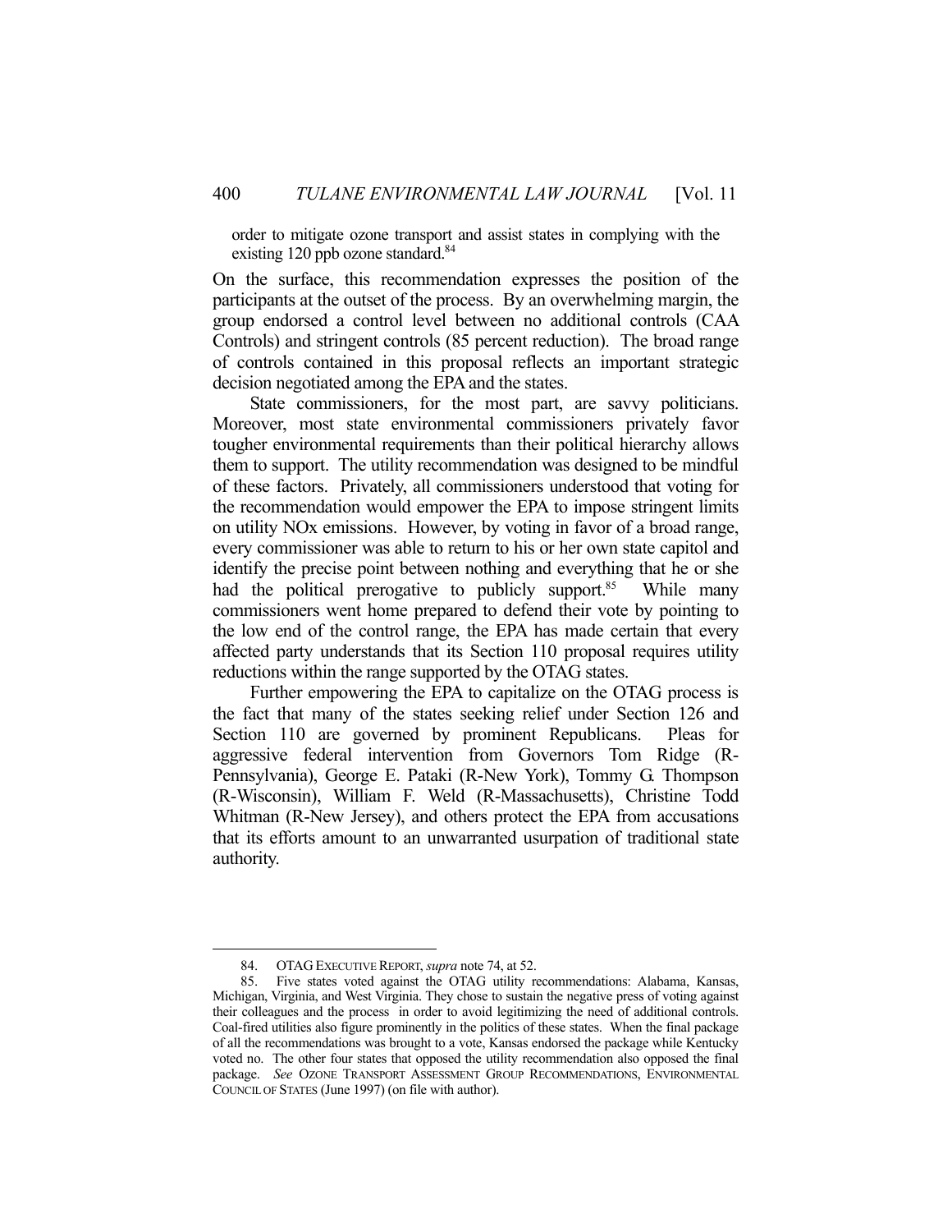order to mitigate ozone transport and assist states in complying with the existing 120 ppb ozone standard.[84]

On the surface, this recommendation expresses the position of the participants at the outset of the process. By an overwhelming margin, the group endorsed a control level between no additional controls (CAA Controls) and stringent controls (85 percent reduction). The broad range of controls contained in this proposal reflects an important strategic decision negotiated among the EPA and the states.

State commissioners, for the most part, are savvy politicians. Moreover, most state environmental commissioners privately favor tougher environmental requirements than their political hierarchy allows them to support. The utility recommendation was designed to be mindful of these factors. Privately, all commissioners understood that voting for the recommendation would empower the EPA to impose stringent limits on utility NOx emissions. However, by voting in favor of a broad range, every commissioner was able to return to his or her own state capitol and identify the precise point between nothing and everything that he or she had the political prerogative to publicly support.[85] While many commissioners went home prepared to defend their vote by pointing to the low end of the control range, the EPA has made certain that every affected party understands that its Section 110 proposal requires utility reductions within the range supported by the OTAG states.

Further empowering the EPA to capitalize on the OTAG process is the fact that many of the states seeking relief under Section 126 and Section 110 are governed by prominent Republicans. Pleas for aggressive federal intervention from Governors Tom Ridge (R-Pennsylvania), George E. Pataki (R-New York), Tommy G. Thompson (R-Wisconsin), William F. Weld (R-Massachusetts), Christine Todd Whitman (R-New Jersey), and others protect the EPA from accusations that its efforts amount to an unwarranted usurpation of traditional state authority.

---

84. OTAG EXECUTIVE REPORT, *supra* note 74, at 52.

85. Five states voted against the OTAG utility recommendations: Alabama, Kansas, Michigan, Virginia, and West Virginia. They chose to sustain the negative press of voting against their colleagues and the process in order to avoid legitimizing the need of additional controls. Coal-fired utilities also figure prominently in the politics of these states. When the final package of all the recommendations was brought to a vote, Kansas endorsed the package while Kentucky voted no. The other four states that opposed the utility recommendation also opposed the final package. *See* OZONE TRANSPORT ASSESSMENT GROUP RECOMMENDATIONS, ENVIRONMENTAL COUNCIL OF STATES (June 1997) (on file with author).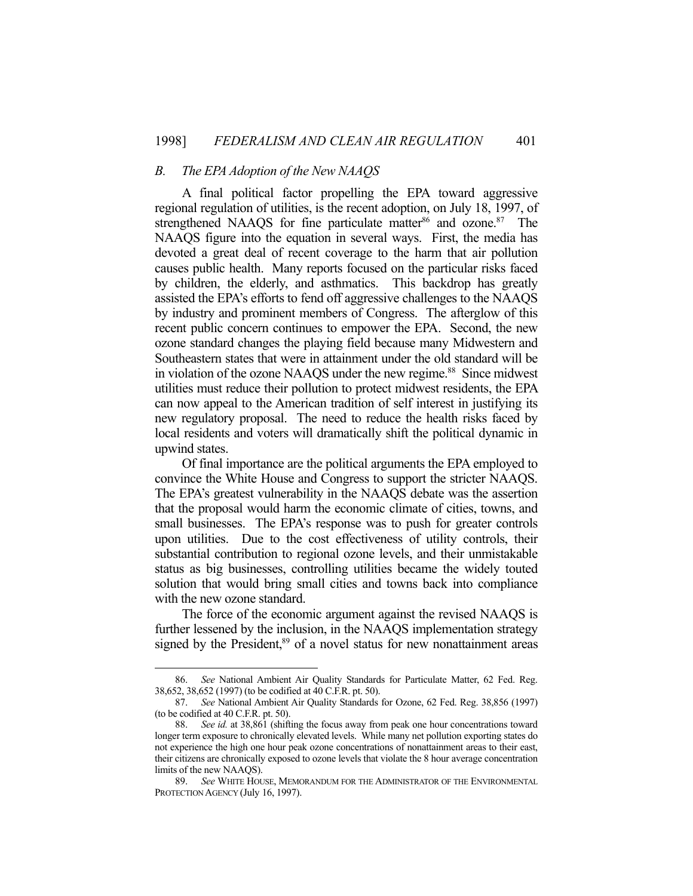### *B. The EPA Adoption of the New NAAQS*

A final political factor propelling the EPA toward aggressive regional regulation of utilities, is the recent adoption, on July 18, 1997, of strengthened NAAQS for fine particulate matter[86] and ozone.[87] The NAAQS figure into the equation in several ways. First, the media has devoted a great deal of recent coverage to the harm that air pollution causes public health. Many reports focused on the particular risks faced by children, the elderly, and asthmatics. This backdrop has greatly assisted the EPA's efforts to fend off aggressive challenges to the NAAQS by industry and prominent members of Congress. The afterglow of this recent public concern continues to empower the EPA. Second, the new ozone standard changes the playing field because many Midwestern and Southeastern states that were in attainment under the old standard will be in violation of the ozone NAAQS under the new regime.[88] Since midwest utilities must reduce their pollution to protect midwest residents, the EPA can now appeal to the American tradition of self interest in justifying its new regulatory proposal. The need to reduce the health risks faced by local residents and voters will dramatically shift the political dynamic in upwind states.

Of final importance are the political arguments the EPA employed to convince the White House and Congress to support the stricter NAAQS. The EPA's greatest vulnerability in the NAAQS debate was the assertion that the proposal would harm the economic climate of cities, towns, and small businesses. The EPA's response was to push for greater controls upon utilities. Due to the cost effectiveness of utility controls, their substantial contribution to regional ozone levels, and their unmistakable status as big businesses, controlling utilities became the widely touted solution that would bring small cities and towns back into compliance with the new ozone standard.

The force of the economic argument against the revised NAAQS is further lessened by the inclusion, in the NAAQS implementation strategy signed by the President,[89] of a novel status for new nonattainment areas

---

86. *See* National Ambient Air Quality Standards for Particulate Matter, 62 Fed. Reg. 38,652, 38,652 (1997) (to be codified at 40 C.F.R. pt. 50).

87. *See* National Ambient Air Quality Standards for Ozone, 62 Fed. Reg. 38,856 (1997) (to be codified at 40 C.F.R. pt. 50).

88. *See id.* at 38,861 (shifting the focus away from peak one hour concentrations toward longer term exposure to chronically elevated levels. While many net pollution exporting states do not experience the high one hour peak ozone concentrations of nonattainment areas to their east, their citizens are chronically exposed to ozone levels that violate the 8 hour average concentration limits of the new NAAQS).

89. *See* WHITE HOUSE, MEMORANDUM FOR THE ADMINISTRATOR OF THE ENVIRONMENTAL PROTECTION AGENCY (July 16, 1997).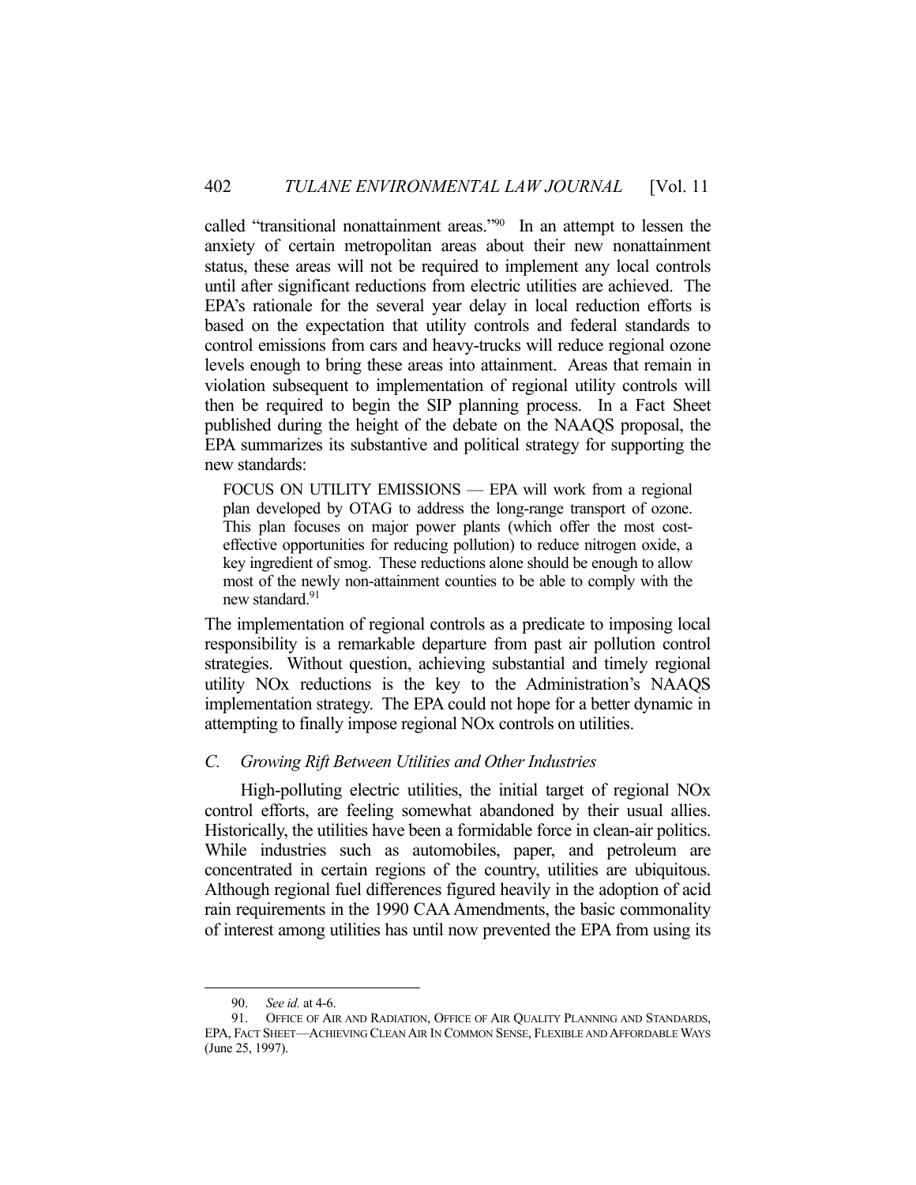called "transitional nonattainment areas."[90] In an attempt to lessen the anxiety of certain metropolitan areas about their new nonattainment status, these areas will not be required to implement any local controls until after significant reductions from electric utilities are achieved. The EPA's rationale for the several year delay in local reduction efforts is based on the expectation that utility controls and federal standards to control emissions from cars and heavy-trucks will reduce regional ozone levels enough to bring these areas into attainment. Areas that remain in violation subsequent to implementation of regional utility controls will then be required to begin the SIP planning process. In a Fact Sheet published during the height of the debate on the NAAQS proposal, the EPA summarizes its substantive and political strategy for supporting the new standards:

> FOCUS ON UTILITY EMISSIONS — EPA will work from a regional plan developed by OTAG to address the long-range transport of ozone. This plan focuses on major power plants (which offer the most cost-effective opportunities for reducing pollution) to reduce nitrogen oxide, a key ingredient of smog. These reductions alone should be enough to allow most of the newly non-attainment counties to be able to comply with the new standard.[91]

The implementation of regional controls as a predicate to imposing local responsibility is a remarkable departure from past air pollution control strategies. Without question, achieving substantial and timely regional utility NOx reductions is the key to the Administration's NAAQS implementation strategy. The EPA could not hope for a better dynamic in attempting to finally impose regional NOx controls on utilities.

### *C. Growing Rift Between Utilities and Other Industries*

High-polluting electric utilities, the initial target of regional NOx control efforts, are feeling somewhat abandoned by their usual allies. Historically, the utilities have been a formidable force in clean-air politics. While industries such as automobiles, paper, and petroleum are concentrated in certain regions of the country, utilities are ubiquitous. Although regional fuel differences figured heavily in the adoption of acid rain requirements in the 1990 CAA Amendments, the basic commonality of interest among utilities has until now prevented the EPA from using its

---

90. *See id.* at 4-6.

91. OFFICE OF AIR AND RADIATION, OFFICE OF AIR QUALITY PLANNING AND STANDARDS, EPA, FACT SHEET—ACHIEVING CLEAN AIR IN COMMON SENSE, FLEXIBLE AND AFFORDABLE WAYS (June 25, 1997).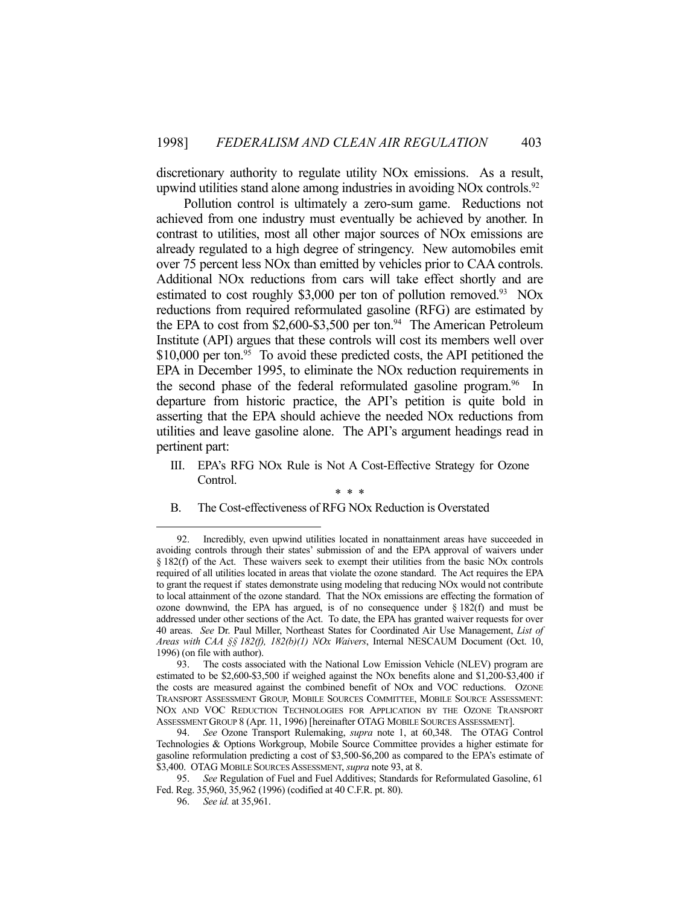discretionary authority to regulate utility NOx emissions. As a result, upwind utilities stand alone among industries in avoiding NOx controls.[92]

Pollution control is ultimately a zero-sum game. Reductions not achieved from one industry must eventually be achieved by another. In contrast to utilities, most all other major sources of NOx emissions are already regulated to a high degree of stringency. New automobiles emit over 75 percent less NOx than emitted by vehicles prior to CAA controls. Additional NOx reductions from cars will take effect shortly and are estimated to cost roughly \$3,000 per ton of pollution removed.[93] NOx reductions from required reformulated gasoline (RFG) are estimated by the EPA to cost from \$2,600-\$3,500 per ton.[94] The American Petroleum Institute (API) argues that these controls will cost its members well over \$10,000 per ton.[95] To avoid these predicted costs, the API petitioned the EPA in December 1995, to eliminate the NOx reduction requirements in the second phase of the federal reformulated gasoline program.[96] In departure from historic practice, the API's petition is quite bold in asserting that the EPA should achieve the needed NOx reductions from utilities and leave gasoline alone. The API's argument headings read in pertinent part:

> III. EPA's RFG NOx Rule is Not A Cost-Effective Strategy for Ozone Control.
>
> \* \* \*
>
> B. The Cost-effectiveness of RFG NOx Reduction is Overstated

---

92. Incredibly, even upwind utilities located in nonattainment areas have succeeded in avoiding controls through their states' submission of and the EPA approval of waivers under § 182(f) of the Act. These waivers seek to exempt their utilities from the basic NOx controls required of all utilities located in areas that violate the ozone standard. The Act requires the EPA to grant the request if states demonstrate using modeling that reducing NOx would not contribute to local attainment of the ozone standard. That the NOx emissions are effecting the formation of ozone downwind, the EPA has argued, is of no consequence under § 182(f) and must be addressed under other sections of the Act. To date, the EPA has granted waiver requests for over 40 areas. *See* Dr. Paul Miller, Northeast States for Coordinated Air Use Management, *List of Areas with CAA §§ 182(f), 182(b)(1) NOx Waivers*, Internal NESCAUM Document (Oct. 10, 1996) (on file with author).

93. The costs associated with the National Low Emission Vehicle (NLEV) program are estimated to be \$2,600-\$3,500 if weighed against the NOx benefits alone and \$1,200-\$3,400 if the costs are measured against the combined benefit of NOx and VOC reductions. OZONE TRANSPORT ASSESSMENT GROUP, MOBILE SOURCES COMMITTEE, MOBILE SOURCE ASSESSMENT: NOX AND VOC REDUCTION TECHNOLOGIES FOR APPLICATION BY THE OZONE TRANSPORT ASSESSMENT GROUP 8 (Apr. 11, 1996) [hereinafter OTAG MOBILE SOURCES ASSESSMENT].

94. *See* Ozone Transport Rulemaking, *supra* note 1, at 60,348. The OTAG Control Technologies & Options Workgroup, Mobile Source Committee provides a higher estimate for gasoline reformulation predicting a cost of \$3,500-\$6,200 as compared to the EPA's estimate of \$3,400. OTAG MOBILE SOURCES ASSESSMENT, *supra* note 93, at 8.

95. *See* Regulation of Fuel and Fuel Additives; Standards for Reformulated Gasoline, 61 Fed. Reg. 35,960, 35,962 (1996) (codified at 40 C.F.R. pt. 80).

96. *See id.* at 35,961.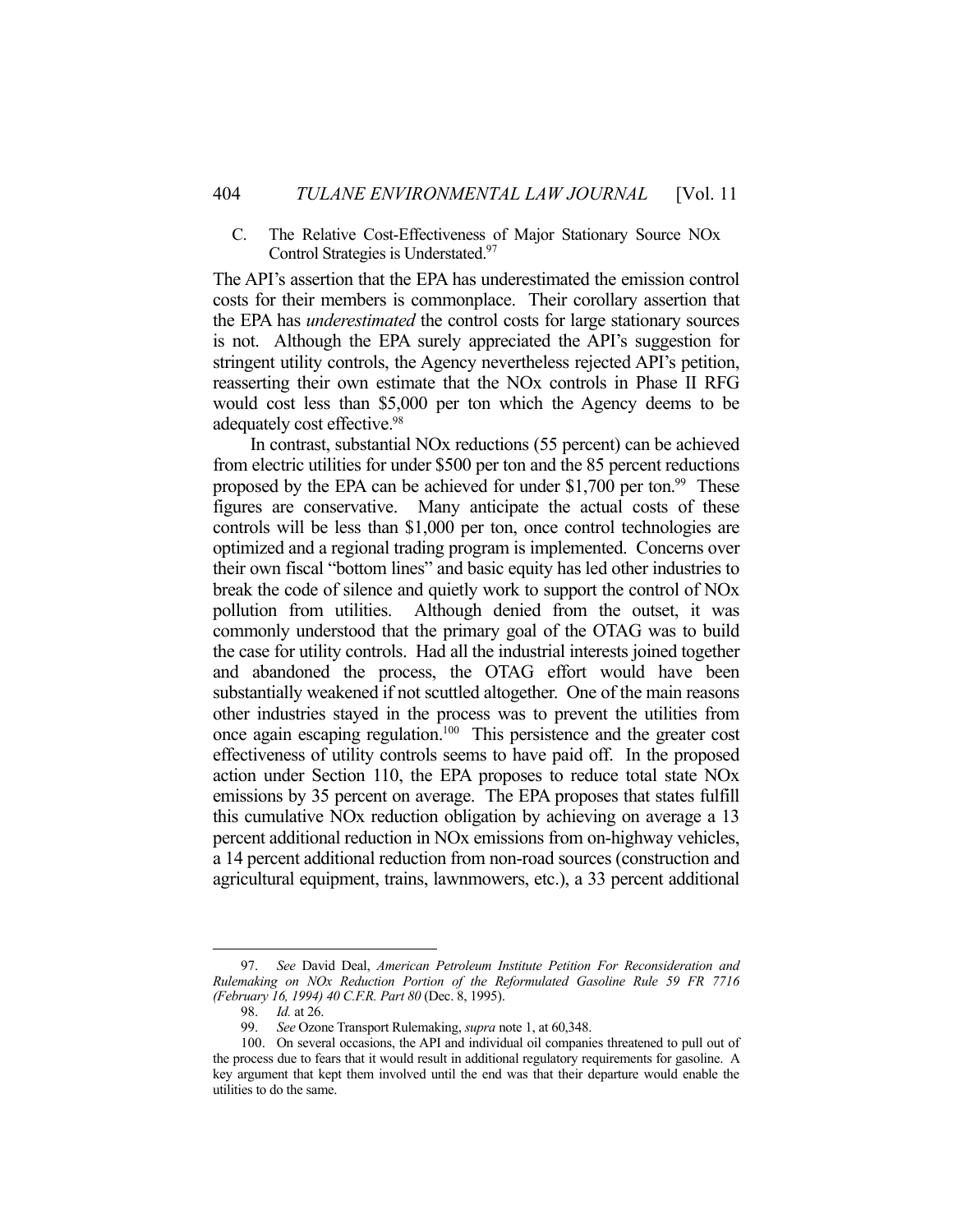### C. The Relative Cost-Effectiveness of Major Stationary Source NOx Control Strategies is Understated.[97]

The API's assertion that the EPA has underestimated the emission control costs for their members is commonplace. Their corollary assertion that the EPA has *underestimated* the control costs for large stationary sources is not. Although the EPA surely appreciated the API's suggestion for stringent utility controls, the Agency nevertheless rejected API's petition, reasserting their own estimate that the NOx controls in Phase II RFG would cost less than $5,000 per ton which the Agency deems to be adequately cost effective.[98]

In contrast, substantial NOx reductions (55 percent) can be achieved from electric utilities for under $500 per ton and the 85 percent reductions proposed by the EPA can be achieved for under $1,700 per ton.[99] These figures are conservative. Many anticipate the actual costs of these controls will be less than $1,000 per ton, once control technologies are optimized and a regional trading program is implemented. Concerns over their own fiscal "bottom lines" and basic equity has led other industries to break the code of silence and quietly work to support the control of NOx pollution from utilities. Although denied from the outset, it was commonly understood that the primary goal of the OTAG was to build the case for utility controls. Had all the industrial interests joined together and abandoned the process, the OTAG effort would have been substantially weakened if not scuttled altogether. One of the main reasons other industries stayed in the process was to prevent the utilities from once again escaping regulation.[100] This persistence and the greater cost effectiveness of utility controls seems to have paid off. In the proposed action under Section 110, the EPA proposes to reduce total state NOx emissions by 35 percent on average. The EPA proposes that states fulfill this cumulative NOx reduction obligation by achieving on average a 13 percent additional reduction in NOx emissions from on-highway vehicles, a 14 percent additional reduction from non-road sources (construction and agricultural equipment, trains, lawnmowers, etc.), a 33 percent additional

---

97. *See* David Deal, *American Petroleum Institute Petition For Reconsideration and Rulemaking on NOx Reduction Portion of the Reformulated Gasoline Rule 59 FR 7716 (February 16, 1994) 40 C.F.R. Part 80* (Dec. 8, 1995).

98. *Id.* at 26.

99. *See* Ozone Transport Rulemaking, *supra* note 1, at 60,348.

100. On several occasions, the API and individual oil companies threatened to pull out of the process due to fears that it would result in additional regulatory requirements for gasoline. A key argument that kept them involved until the end was that their departure would enable the utilities to do the same.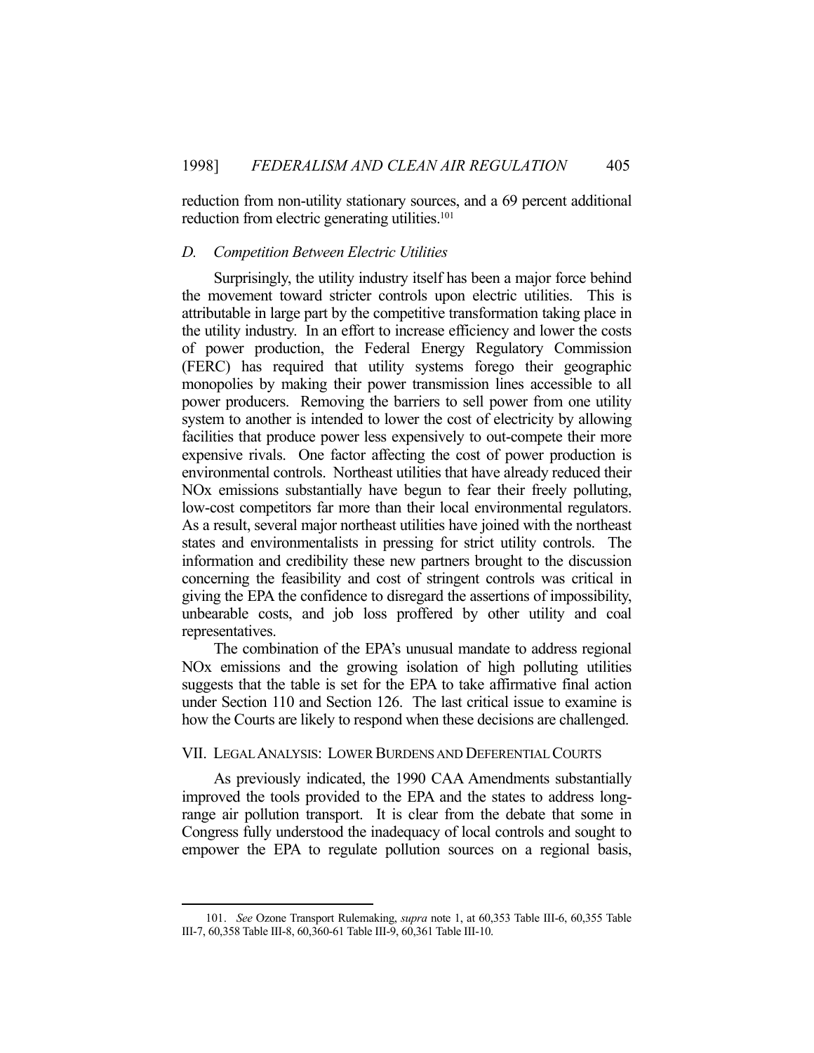reduction from non-utility stationary sources, and a 69 percent additional reduction from electric generating utilities.[101]

### D. Competition Between Electric Utilities

Surprisingly, the utility industry itself has been a major force behind the movement toward stricter controls upon electric utilities. This is attributable in large part by the competitive transformation taking place in the utility industry. In an effort to increase efficiency and lower the costs of power production, the Federal Energy Regulatory Commission (FERC) has required that utility systems forego their geographic monopolies by making their power transmission lines accessible to all power producers. Removing the barriers to sell power from one utility system to another is intended to lower the cost of electricity by allowing facilities that produce power less expensively to out-compete their more expensive rivals. One factor affecting the cost of power production is environmental controls. Northeast utilities that have already reduced their NOx emissions substantially have begun to fear their freely polluting, low-cost competitors far more than their local environmental regulators. As a result, several major northeast utilities have joined with the northeast states and environmentalists in pressing for strict utility controls. The information and credibility these new partners brought to the discussion concerning the feasibility and cost of stringent controls was critical in giving the EPA the confidence to disregard the assertions of impossibility, unbearable costs, and job loss proffered by other utility and coal representatives.

The combination of the EPA's unusual mandate to address regional NOx emissions and the growing isolation of high polluting utilities suggests that the table is set for the EPA to take affirmative final action under Section 110 and Section 126. The last critical issue to examine is how the Courts are likely to respond when these decisions are challenged.

## VII. Legal Analysis: Lower Burdens and Deferential Courts

As previously indicated, the 1990 CAA Amendments substantially improved the tools provided to the EPA and the states to address long-range air pollution transport. It is clear from the debate that some in Congress fully understood the inadequacy of local controls and sought to empower the EPA to regulate pollution sources on a regional basis,

---

101. *See* Ozone Transport Rulemaking, *supra* note 1, at 60,353 Table III-6, 60,355 Table III-7, 60,358 Table III-8, 60,360-61 Table III-9, 60,361 Table III-10.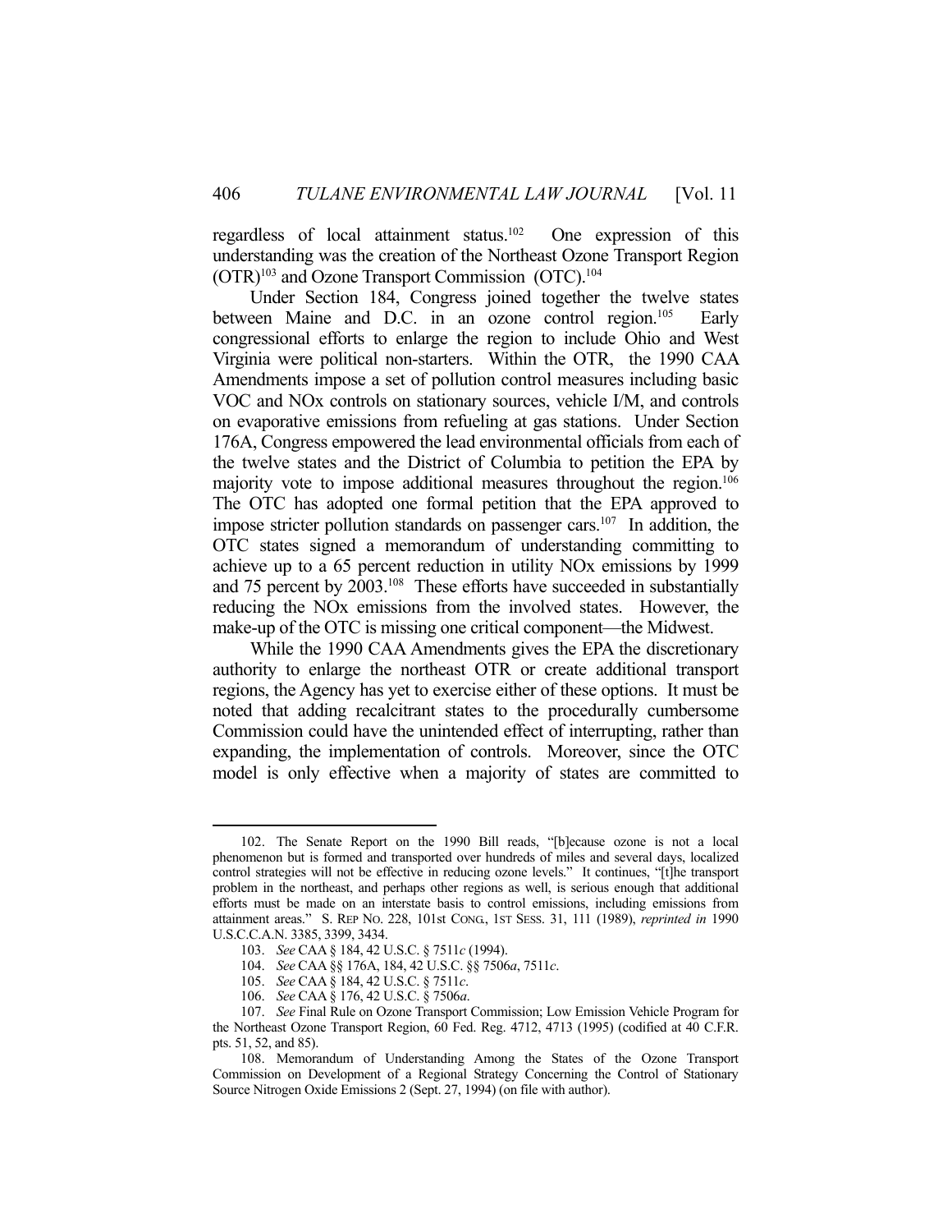regardless of local attainment status.[102] One expression of this understanding was the creation of the Northeast Ozone Transport Region (OTR)[103] and Ozone Transport Commission (OTC).[104]

Under Section 184, Congress joined together the twelve states between Maine and D.C. in an ozone control region.[105] Early congressional efforts to enlarge the region to include Ohio and West Virginia were political non-starters. Within the OTR, the 1990 CAA Amendments impose a set of pollution control measures including basic VOC and NOx controls on stationary sources, vehicle I/M, and controls on evaporative emissions from refueling at gas stations. Under Section 176A, Congress empowered the lead environmental officials from each of the twelve states and the District of Columbia to petition the EPA by majority vote to impose additional measures throughout the region.[106] The OTC has adopted one formal petition that the EPA approved to impose stricter pollution standards on passenger cars.[107] In addition, the OTC states signed a memorandum of understanding committing to achieve up to a 65 percent reduction in utility NOx emissions by 1999 and 75 percent by 2003.[108] These efforts have succeeded in substantially reducing the NOx emissions from the involved states. However, the make-up of the OTC is missing one critical component—the Midwest.

While the 1990 CAA Amendments gives the EPA the discretionary authority to enlarge the northeast OTR or create additional transport regions, the Agency has yet to exercise either of these options. It must be noted that adding recalcitrant states to the procedurally cumbersome Commission could have the unintended effect of interrupting, rather than expanding, the implementation of controls. Moreover, since the OTC model is only effective when a majority of states are committed to

---

102. The Senate Report on the 1990 Bill reads, "[b]ecause ozone is not a local phenomenon but is formed and transported over hundreds of miles and several days, localized control strategies will not be effective in reducing ozone levels." It continues, "[t]he transport problem in the northeast, and perhaps other regions as well, is serious enough that additional efforts must be made on an interstate basis to control emissions, including emissions from attainment areas." S. REP NO. 228, 101st CONG., 1ST SESS. 31, 111 (1989), *reprinted in* 1990 U.S.C.C.A.N. 3385, 3399, 3434.

103. *See* CAA § 184, 42 U.S.C. § 7511*c* (1994).

104. *See* CAA §§ 176A, 184, 42 U.S.C. §§ 7506*a*, 7511*c*.

105. *See* CAA § 184, 42 U.S.C. § 7511*c*.

106. *See* CAA § 176, 42 U.S.C. § 7506*a*.

107. *See* Final Rule on Ozone Transport Commission; Low Emission Vehicle Program for the Northeast Ozone Transport Region, 60 Fed. Reg. 4712, 4713 (1995) (codified at 40 C.F.R. pts. 51, 52, and 85).

108. Memorandum of Understanding Among the States of the Ozone Transport Commission on Development of a Regional Strategy Concerning the Control of Stationary Source Nitrogen Oxide Emissions 2 (Sept. 27, 1994) (on file with author).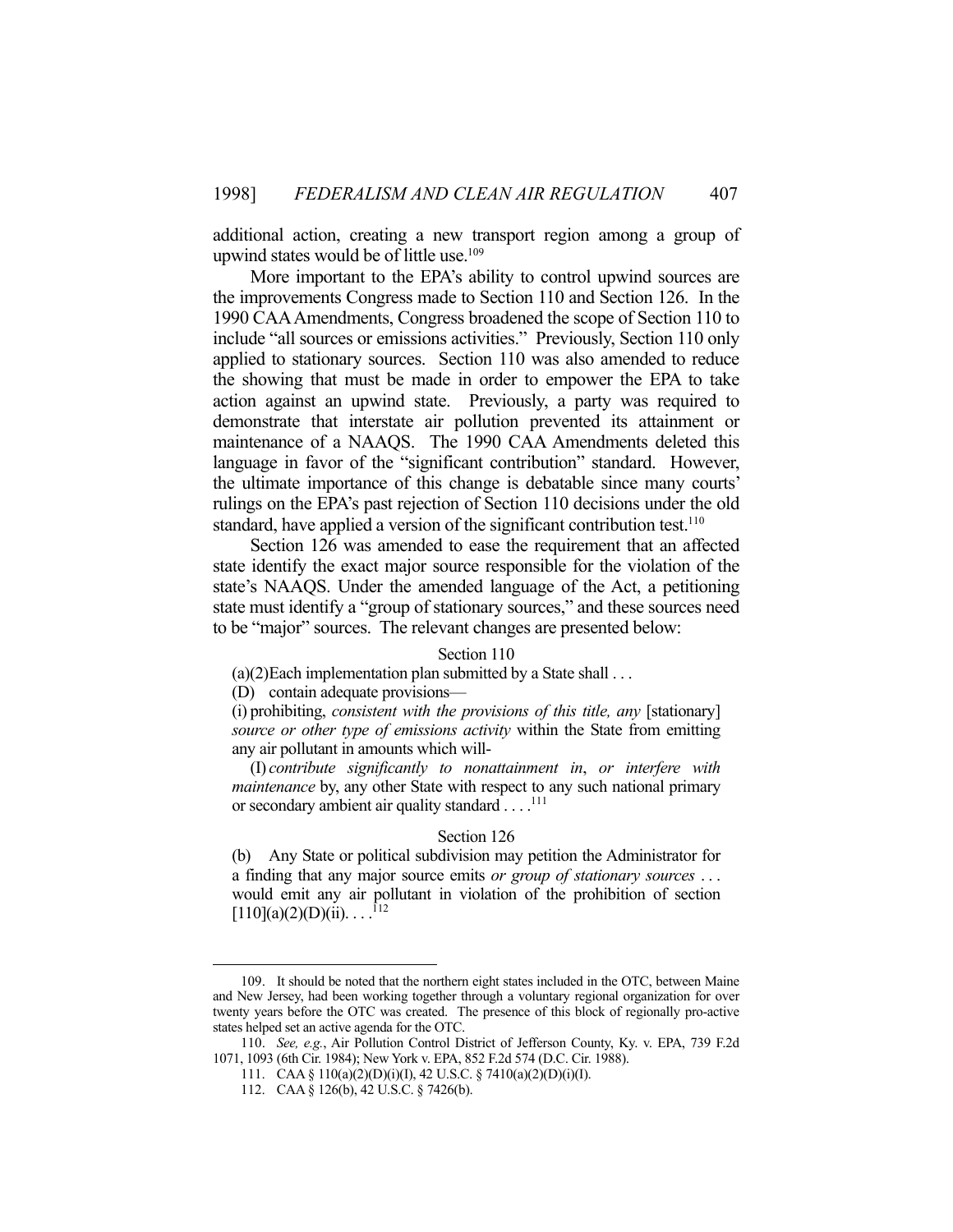additional action, creating a new transport region among a group of upwind states would be of little use.[109]

More important to the EPA's ability to control upwind sources are the improvements Congress made to Section 110 and Section 126. In the 1990 CAA Amendments, Congress broadened the scope of Section 110 to include "all sources or emissions activities." Previously, Section 110 only applied to stationary sources. Section 110 was also amended to reduce the showing that must be made in order to empower the EPA to take action against an upwind state. Previously, a party was required to demonstrate that interstate air pollution prevented its attainment or maintenance of a NAAQS. The 1990 CAA Amendments deleted this language in favor of the "significant contribution" standard. However, the ultimate importance of this change is debatable since many courts' rulings on the EPA's past rejection of Section 110 decisions under the old standard, have applied a version of the significant contribution test.[110]

Section 126 was amended to ease the requirement that an affected state identify the exact major source responsible for the violation of the state's NAAQS. Under the amended language of the Act, a petitioning state must identify a "group of stationary sources," and these sources need to be "major" sources. The relevant changes are presented below:

Section 110

> (a)(2)Each implementation plan submitted by a State shall . . .
>
> (D) contain adequate provisions—
>
> (i) prohibiting, *consistent with the provisions of this title, any* [stationary] *source or other type of emissions activity* within the State from emitting any air pollutant in amounts which will-
>
> (I) *contribute significantly to nonattainment in*, *or interfere with maintenance* by, any other State with respect to any such national primary or secondary ambient air quality standard . . . .[111]

Section 126

> (b) Any State or political subdivision may petition the Administrator for a finding that any major source emits *or group of stationary sources* . . . would emit any air pollutant in violation of the prohibition of section [110](a)(2)(D)(ii). . . .[112]

---

109. It should be noted that the northern eight states included in the OTC, between Maine and New Jersey, had been working together through a voluntary regional organization for over twenty years before the OTC was created. The presence of this block of regionally pro-active states helped set an active agenda for the OTC.

110. *See, e.g.*, Air Pollution Control District of Jefferson County, Ky. v. EPA, 739 F.2d 1071, 1093 (6th Cir. 1984); New York v. EPA, 852 F.2d 574 (D.C. Cir. 1988).

111. CAA § 110(a)(2)(D)(i)(I), 42 U.S.C. § 7410(a)(2)(D)(i)(I).

112. CAA § 126(b), 42 U.S.C. § 7426(b).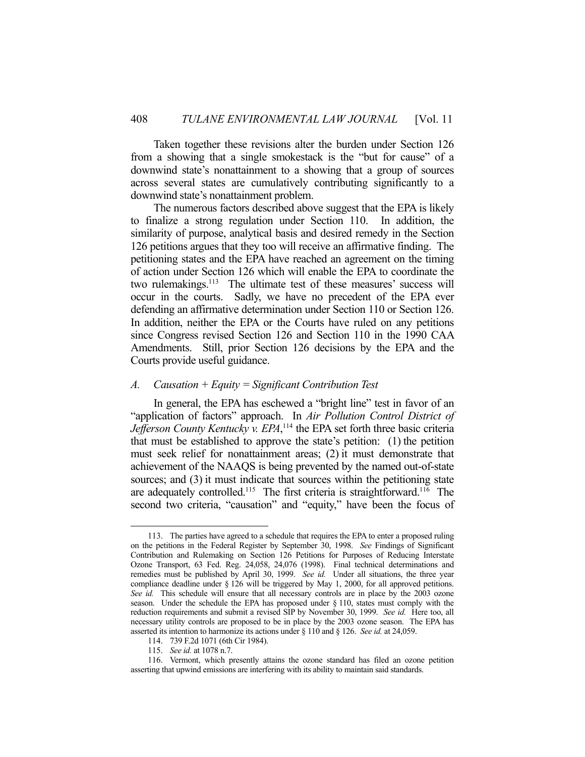Taken together these revisions alter the burden under Section 126 from a showing that a single smokestack is the "but for cause" of a downwind state's nonattainment to a showing that a group of sources across several states are cumulatively contributing significantly to a downwind state's nonattainment problem.

The numerous factors described above suggest that the EPA is likely to finalize a strong regulation under Section 110. In addition, the similarity of purpose, analytical basis and desired remedy in the Section 126 petitions argues that they too will receive an affirmative finding. The petitioning states and the EPA have reached an agreement on the timing of action under Section 126 which will enable the EPA to coordinate the two rulemakings.[113] The ultimate test of these measures' success will occur in the courts. Sadly, we have no precedent of the EPA ever defending an affirmative determination under Section 110 or Section 126. In addition, neither the EPA or the Courts have ruled on any petitions since Congress revised Section 126 and Section 110 in the 1990 CAA Amendments. Still, prior Section 126 decisions by the EPA and the Courts provide useful guidance.

### *A. Causation + Equity = Significant Contribution Test*

In general, the EPA has eschewed a "bright line" test in favor of an "application of factors" approach. In *Air Pollution Control District of Jefferson County Kentucky v. EPA*,[114] the EPA set forth three basic criteria that must be established to approve the state's petition: (1) the petition must seek relief for nonattainment areas; (2) it must demonstrate that achievement of the NAAQS is being prevented by the named out-of-state sources; and (3) it must indicate that sources within the petitioning state are adequately controlled.[115] The first criteria is straightforward.[116] The second two criteria, "causation" and "equity," have been the focus of

---

113. The parties have agreed to a schedule that requires the EPA to enter a proposed ruling on the petitions in the Federal Register by September 30, 1998. *See* Findings of Significant Contribution and Rulemaking on Section 126 Petitions for Purposes of Reducing Interstate Ozone Transport, 63 Fed. Reg. 24,058, 24,076 (1998). Final technical determinations and remedies must be published by April 30, 1999. *See id.* Under all situations, the three year compliance deadline under § 126 will be triggered by May 1, 2000, for all approved petitions. *See id.* This schedule will ensure that all necessary controls are in place by the 2003 ozone season. Under the schedule the EPA has proposed under § 110, states must comply with the reduction requirements and submit a revised SIP by November 30, 1999. *See id.* Here too, all necessary utility controls are proposed to be in place by the 2003 ozone season. The EPA has asserted its intention to harmonize its actions under § 110 and § 126. *See id.* at 24,059.

114. 739 F.2d 1071 (6th Cir 1984).

115. *See id.* at 1078 n.7.

116. Vermont, which presently attains the ozone standard has filed an ozone petition asserting that upwind emissions are interfering with its ability to maintain said standards.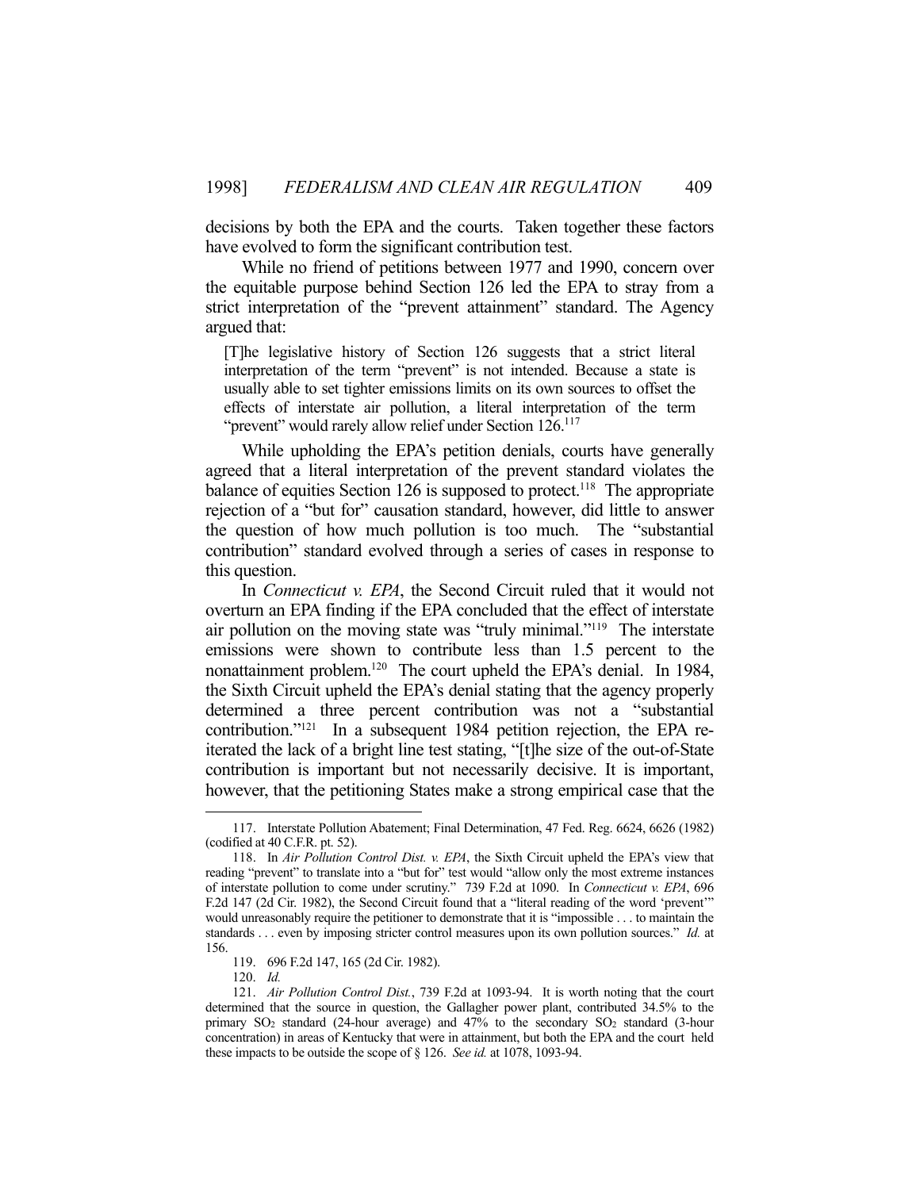decisions by both the EPA and the courts. Taken together these factors have evolved to form the significant contribution test.

While no friend of petitions between 1977 and 1990, concern over the equitable purpose behind Section 126 led the EPA to stray from a strict interpretation of the "prevent attainment" standard. The Agency argued that:

> [T]he legislative history of Section 126 suggests that a strict literal interpretation of the term "prevent" is not intended. Because a state is usually able to set tighter emissions limits on its own sources to offset the effects of interstate air pollution, a literal interpretation of the term "prevent" would rarely allow relief under Section 126.[117]

While upholding the EPA's petition denials, courts have generally agreed that a literal interpretation of the prevent standard violates the balance of equities Section 126 is supposed to protect.[118] The appropriate rejection of a "but for" causation standard, however, did little to answer the question of how much pollution is too much. The "substantial contribution" standard evolved through a series of cases in response to this question.

In *Connecticut v. EPA*, the Second Circuit ruled that it would not overturn an EPA finding if the EPA concluded that the effect of interstate air pollution on the moving state was "truly minimal."[119] The interstate emissions were shown to contribute less than 1.5 percent to the nonattainment problem.[120] The court upheld the EPA's denial. In 1984, the Sixth Circuit upheld the EPA's denial stating that the agency properly determined a three percent contribution was not a "substantial contribution."[121] In a subsequent 1984 petition rejection, the EPA re-iterated the lack of a bright line test stating, "[t]he size of the out-of-State contribution is important but not necessarily decisive. It is important, however, that the petitioning States make a strong empirical case that the

---

117. Interstate Pollution Abatement; Final Determination, 47 Fed. Reg. 6624, 6626 (1982) (codified at 40 C.F.R. pt. 52).

118. In *Air Pollution Control Dist. v. EPA*, the Sixth Circuit upheld the EPA's view that reading "prevent" to translate into a "but for" test would "allow only the most extreme instances of interstate pollution to come under scrutiny." 739 F.2d at 1090. In *Connecticut v. EPA*, 696 F.2d 147 (2d Cir. 1982), the Second Circuit found that a "literal reading of the word 'prevent'" would unreasonably require the petitioner to demonstrate that it is "impossible . . . to maintain the standards . . . even by imposing stricter control measures upon its own pollution sources." *Id.* at 156.

119. 696 F.2d 147, 165 (2d Cir. 1982).

120. *Id.*

121. *Air Pollution Control Dist.*, 739 F.2d at 1093-94. It is worth noting that the court determined that the source in question, the Gallagher power plant, contributed 34.5% to the primary $SO_2$ standard (24-hour average) and 47% to the secondary $SO_2$ standard (3-hour concentration) in areas of Kentucky that were in attainment, but both the EPA and the court held these impacts to be outside the scope of § 126. *See id.* at 1078, 1093-94.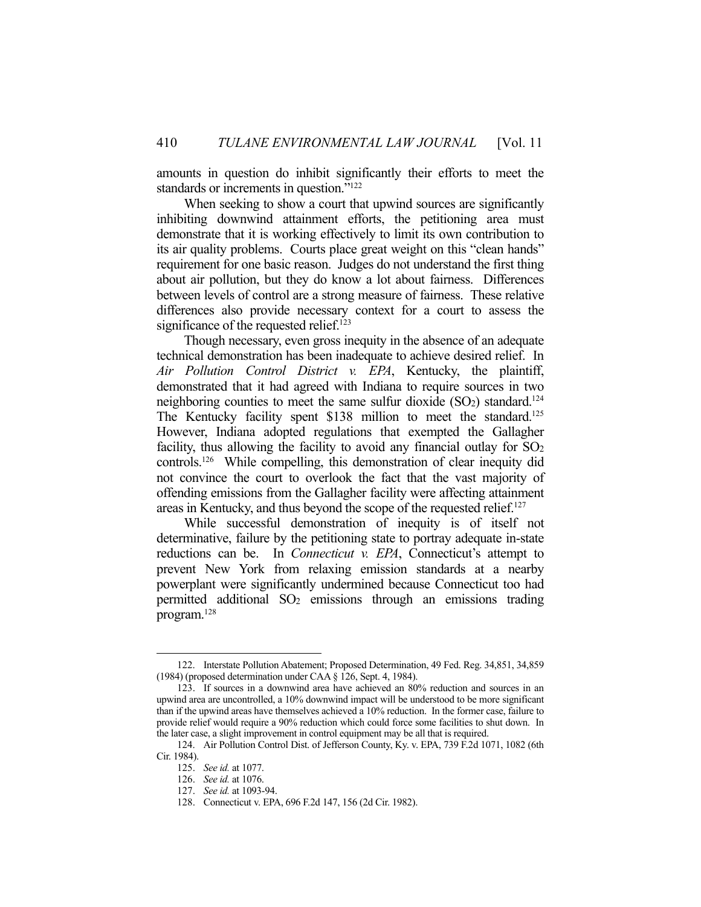amounts in question do inhibit significantly their efforts to meet the standards or increments in question."[122]

When seeking to show a court that upwind sources are significantly inhibiting downwind attainment efforts, the petitioning area must demonstrate that it is working effectively to limit its own contribution to its air quality problems. Courts place great weight on this "clean hands" requirement for one basic reason. Judges do not understand the first thing about air pollution, but they do know a lot about fairness. Differences between levels of control are a strong measure of fairness. These relative differences also provide necessary context for a court to assess the significance of the requested relief.[123]

Though necessary, even gross inequity in the absence of an adequate technical demonstration has been inadequate to achieve desired relief. In *Air Pollution Control District v. EPA*, Kentucky, the plaintiff, demonstrated that it had agreed with Indiana to require sources in two neighboring counties to meet the same sulfur dioxide ($SO_2$) standard.[124] The Kentucky facility spent $138 million to meet the standard.[125] However, Indiana adopted regulations that exempted the Gallagher facility, thus allowing the facility to avoid any financial outlay for $SO_2$ controls.[126] While compelling, this demonstration of clear inequity did not convince the court to overlook the fact that the vast majority of offending emissions from the Gallagher facility were affecting attainment areas in Kentucky, and thus beyond the scope of the requested relief.[127]

While successful demonstration of inequity is of itself not determinative, failure by the petitioning state to portray adequate in-state reductions can be. In *Connecticut v. EPA*, Connecticut's attempt to prevent New York from relaxing emission standards at a nearby powerplant were significantly undermined because Connecticut too had permitted additional $SO_2$ emissions through an emissions trading program.[128]

---

122. Interstate Pollution Abatement; Proposed Determination, 49 Fed. Reg. 34,851, 34,859 (1984) (proposed determination under CAA § 126, Sept. 4, 1984).

123. If sources in a downwind area have achieved an 80% reduction and sources in an upwind area are uncontrolled, a 10% downwind impact will be understood to be more significant than if the upwind areas have themselves achieved a 10% reduction. In the former case, failure to provide relief would require a 90% reduction which could force some facilities to shut down. In the later case, a slight improvement in control equipment may be all that is required.

124. Air Pollution Control Dist. of Jefferson County, Ky. v. EPA, 739 F.2d 1071, 1082 (6th Cir. 1984).

125. *See id.* at 1077.

126. *See id.* at 1076.

127. *See id.* at 1093-94.

128. Connecticut v. EPA, 696 F.2d 147, 156 (2d Cir. 1982).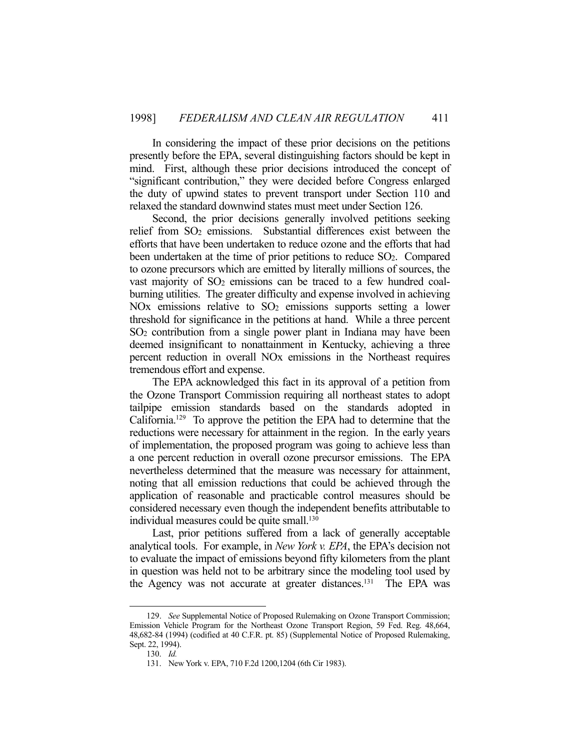In considering the impact of these prior decisions on the petitions presently before the EPA, several distinguishing factors should be kept in mind. First, although these prior decisions introduced the concept of "significant contribution," they were decided before Congress enlarged the duty of upwind states to prevent transport under Section 110 and relaxed the standard downwind states must meet under Section 126.

Second, the prior decisions generally involved petitions seeking relief from $SO_2$ emissions. Substantial differences exist between the efforts that have been undertaken to reduce ozone and the efforts that had been undertaken at the time of prior petitions to reduce $SO_2$. Compared to ozone precursors which are emitted by literally millions of sources, the vast majority of $SO_2$ emissions can be traced to a few hundred coal-burning utilities. The greater difficulty and expense involved in achieving NOx emissions relative to $SO_2$ emissions supports setting a lower threshold for significance in the petitions at hand. While a three percent $SO_2$ contribution from a single power plant in Indiana may have been deemed insignificant to nonattainment in Kentucky, achieving a three percent reduction in overall NOx emissions in the Northeast requires tremendous effort and expense.

The EPA acknowledged this fact in its approval of a petition from the Ozone Transport Commission requiring all northeast states to adopt tailpipe emission standards based on the standards adopted in California.[129] To approve the petition the EPA had to determine that the reductions were necessary for attainment in the region. In the early years of implementation, the proposed program was going to achieve less than a one percent reduction in overall ozone precursor emissions. The EPA nevertheless determined that the measure was necessary for attainment, noting that all emission reductions that could be achieved through the application of reasonable and practicable control measures should be considered necessary even though the independent benefits attributable to individual measures could be quite small.[130]

Last, prior petitions suffered from a lack of generally acceptable analytical tools. For example, in *New York v. EPA*, the EPA's decision not to evaluate the impact of emissions beyond fifty kilometers from the plant in question was held not to be arbitrary since the modeling tool used by the Agency was not accurate at greater distances.[131] The EPA was

---

129. *See* Supplemental Notice of Proposed Rulemaking on Ozone Transport Commission; Emission Vehicle Program for the Northeast Ozone Transport Region, 59 Fed. Reg. 48,664, 48,682-84 (1994) (codified at 40 C.F.R. pt. 85) (Supplemental Notice of Proposed Rulemaking, Sept. 22, 1994).

130. *Id.*

131. New York v. EPA, 710 F.2d 1200,1204 (6th Cir 1983).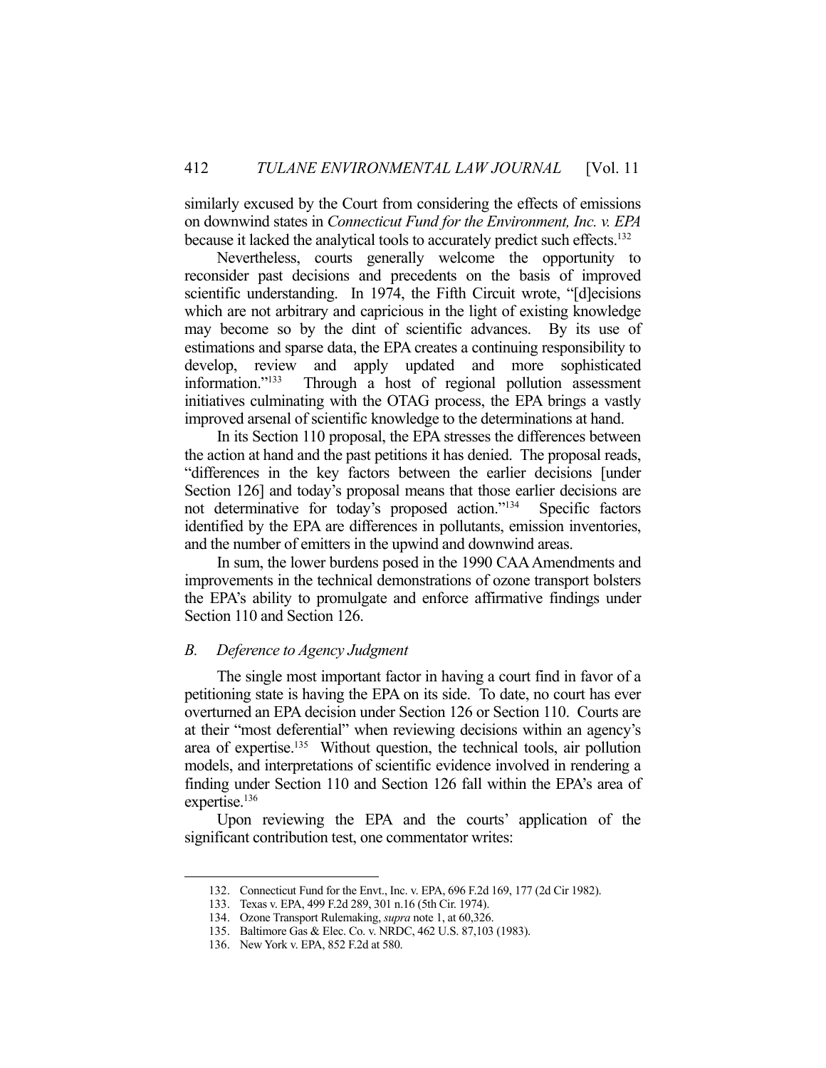similarly excused by the Court from considering the effects of emissions on downwind states in *Connecticut Fund for the Environment, Inc. v. EPA* because it lacked the analytical tools to accurately predict such effects.[132]

Nevertheless, courts generally welcome the opportunity to reconsider past decisions and precedents on the basis of improved scientific understanding. In 1974, the Fifth Circuit wrote, "[d]ecisions which are not arbitrary and capricious in the light of existing knowledge may become so by the dint of scientific advances. By its use of estimations and sparse data, the EPA creates a continuing responsibility to develop, review and apply updated and more sophisticated information."[133] Through a host of regional pollution assessment initiatives culminating with the OTAG process, the EPA brings a vastly improved arsenal of scientific knowledge to the determinations at hand.

In its Section 110 proposal, the EPA stresses the differences between the action at hand and the past petitions it has denied. The proposal reads, "differences in the key factors between the earlier decisions [under Section 126] and today's proposal means that those earlier decisions are not determinative for today's proposed action."[134] Specific factors identified by the EPA are differences in pollutants, emission inventories, and the number of emitters in the upwind and downwind areas.

In sum, the lower burdens posed in the 1990 CAA Amendments and improvements in the technical demonstrations of ozone transport bolsters the EPA's ability to promulgate and enforce affirmative findings under Section 110 and Section 126.

### *B. Deference to Agency Judgment*

The single most important factor in having a court find in favor of a petitioning state is having the EPA on its side. To date, no court has ever overturned an EPA decision under Section 126 or Section 110. Courts are at their "most deferential" when reviewing decisions within an agency's area of expertise.[135] Without question, the technical tools, air pollution models, and interpretations of scientific evidence involved in rendering a finding under Section 110 and Section 126 fall within the EPA's area of expertise.[136]

Upon reviewing the EPA and the courts' application of the significant contribution test, one commentator writes:

---

132. Connecticut Fund for the Envt., Inc. v. EPA, 696 F.2d 169, 177 (2d Cir 1982).

133. Texas v. EPA, 499 F.2d 289, 301 n.16 (5th Cir. 1974).

134. Ozone Transport Rulemaking, *supra* note 1, at 60,326.

135. Baltimore Gas & Elec. Co. v. NRDC, 462 U.S. 87,103 (1983).

136. New York v. EPA, 852 F.2d at 580.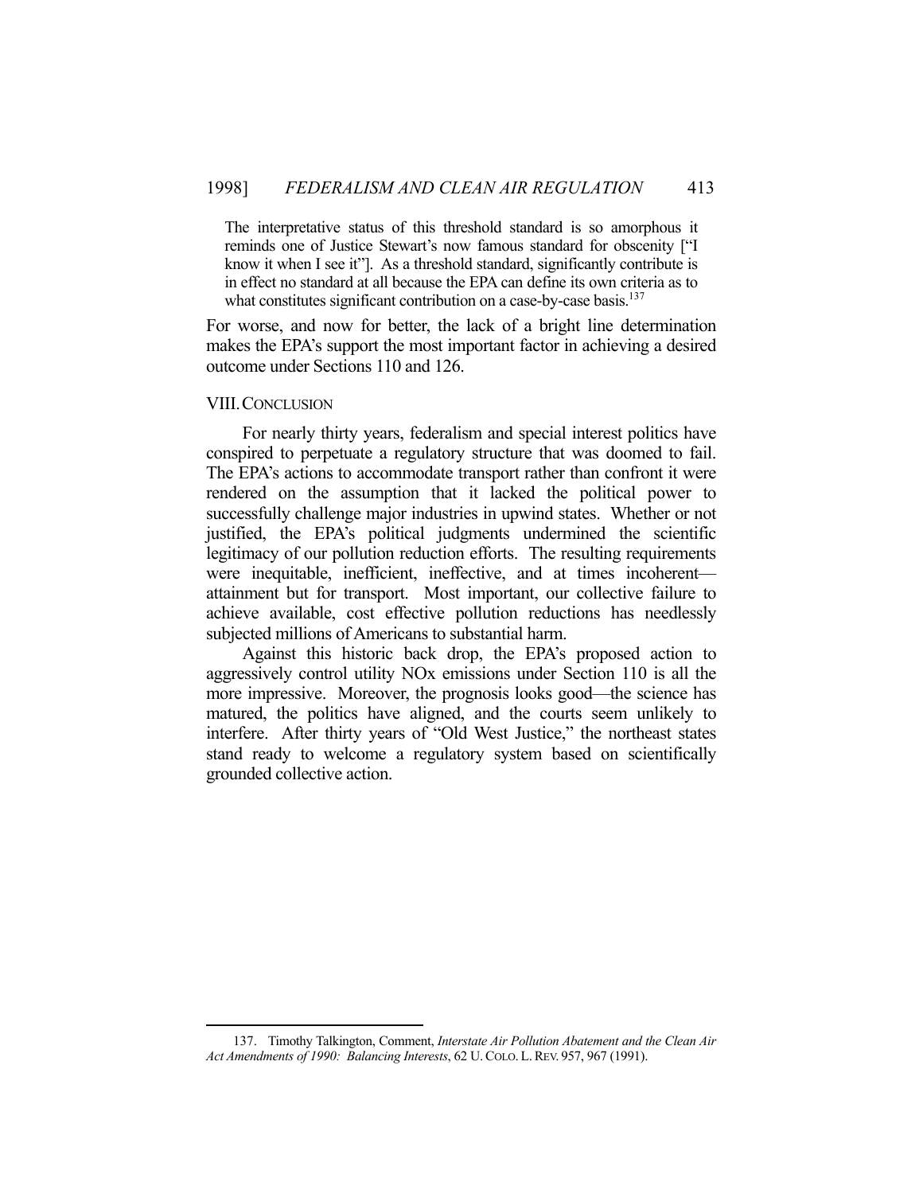> The interpretative status of this threshold standard is so amorphous it reminds one of Justice Stewart's now famous standard for obscenity ["I know it when I see it"]. As a threshold standard, significantly contribute is in effect no standard at all because the EPA can define its own criteria as to what constitutes significant contribution on a case-by-case basis.[137]

For worse, and now for better, the lack of a bright line determination makes the EPA's support the most important factor in achieving a desired outcome under Sections 110 and 126.

## VIII. CONCLUSION

For nearly thirty years, federalism and special interest politics have conspired to perpetuate a regulatory structure that was doomed to fail. The EPA's actions to accommodate transport rather than confront it were rendered on the assumption that it lacked the political power to successfully challenge major industries in upwind states. Whether or not justified, the EPA's political judgments undermined the scientific legitimacy of our pollution reduction efforts. The resulting requirements were inequitable, inefficient, ineffective, and at times incoherent—attainment but for transport. Most important, our collective failure to achieve available, cost effective pollution reductions has needlessly subjected millions of Americans to substantial harm.

Against this historic back drop, the EPA's proposed action to aggressively control utility NOx emissions under Section 110 is all the more impressive. Moreover, the prognosis looks good—the science has matured, the politics have aligned, and the courts seem unlikely to interfere. After thirty years of "Old West Justice," the northeast states stand ready to welcome a regulatory system based on scientifically grounded collective action.

---

137. Timothy Talkington, Comment, *Interstate Air Pollution Abatement and the Clean Air Act Amendments of 1990: Balancing Interests*, 62 U. COLO. L. REV. 957, 967 (1991).